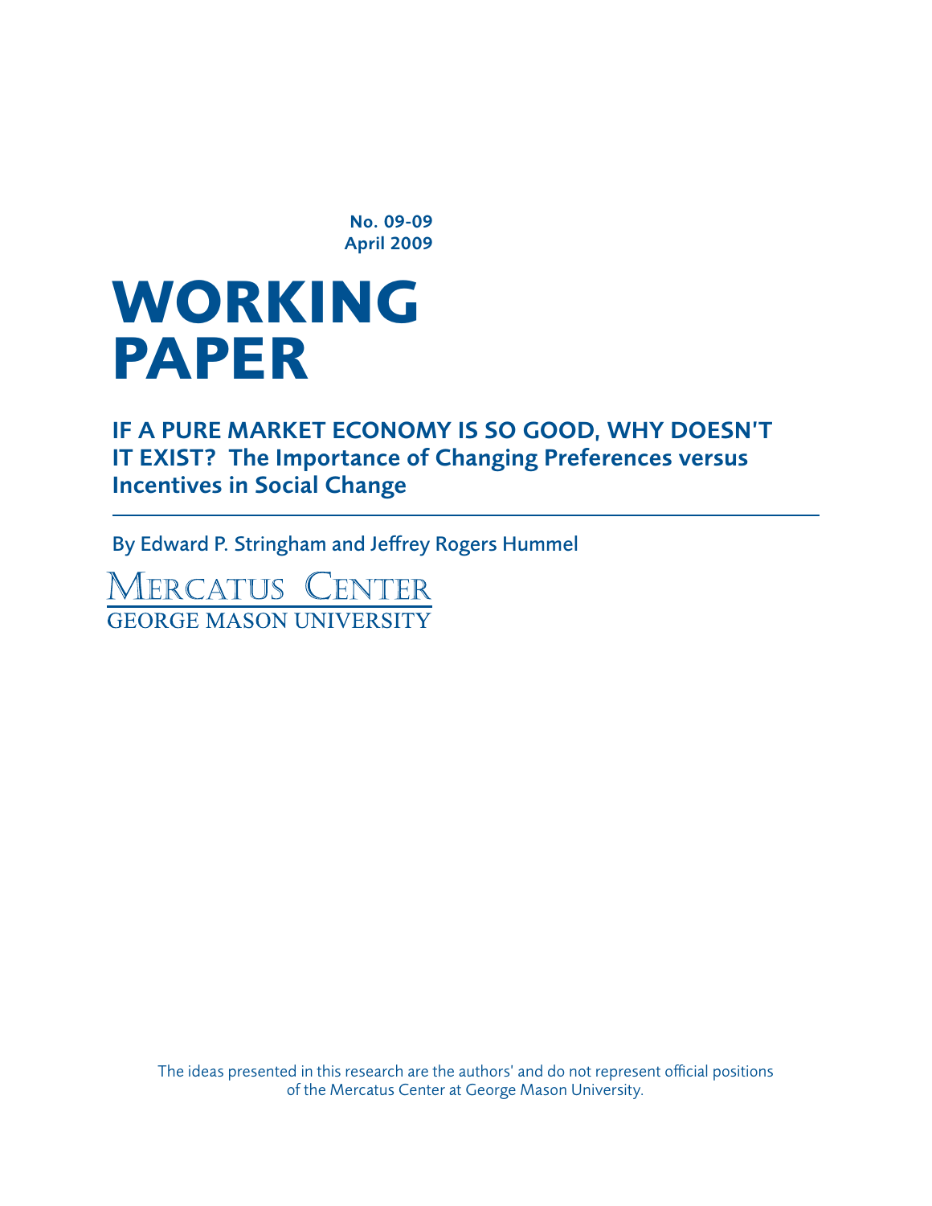No. 09-09
April 2009

# WORKING PAPER

## IF A PURE MARKET ECONOMY IS SO GOOD, WHY DOESN'T IT EXIST? The Importance of Changing Preferences versus Incentives in Social Change

By Edward P. Stringham and Jeffrey Rogers Hummel

MERCATUS CENTER
GEORGE MASON UNIVERSITY

The ideas presented in this research are the authors' and do not represent official positions of the Mercatus Center at George Mason University.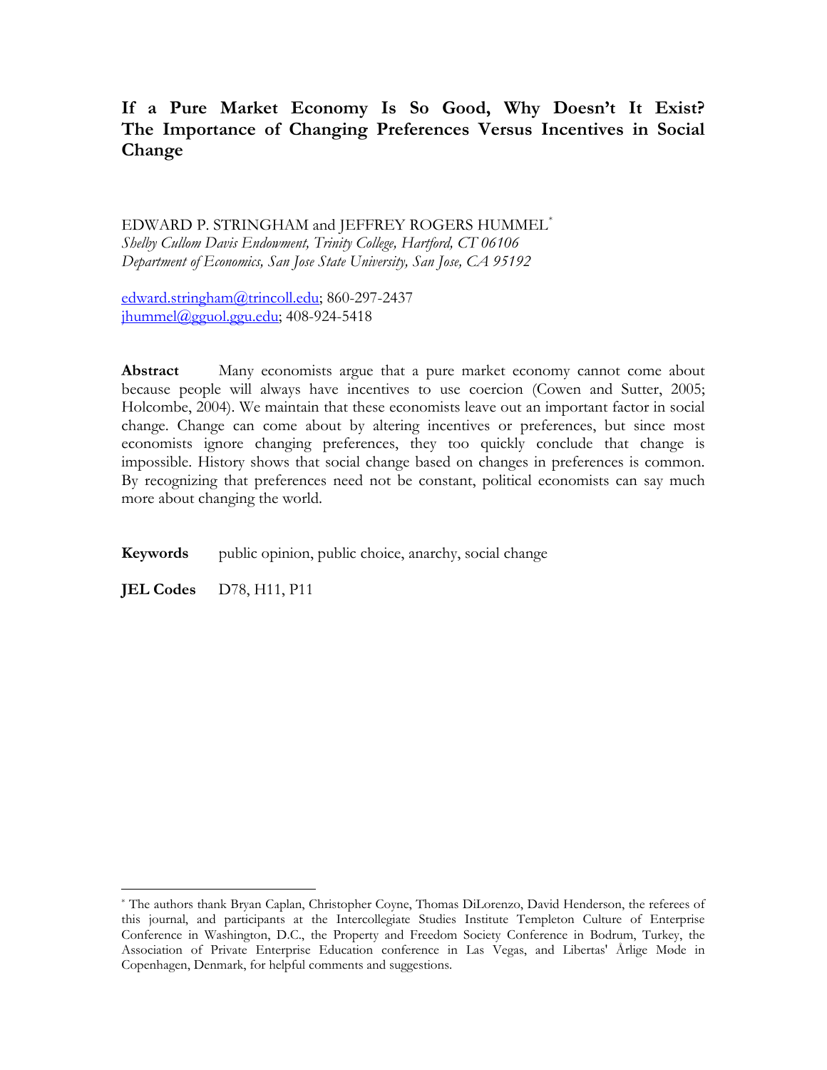# If a Pure Market Economy Is So Good, Why Doesn't It Exist? The Importance of Changing Preferences Versus Incentives in Social Change

EDWARD P. STRINGHAM and JEFFREY ROGERS HUMMEL*

*Shelby Cullom Davis Endowment, Trinity College, Hartford, CT 06106*
*Department of Economics, San Jose State University, San Jose, CA 95192*

edward.stringham@trincoll.edu; 860-297-2437
jhummel@gguol.ggu.edu; 408-924-5418

**Abstract** Many economists argue that a pure market economy cannot come about because people will always have incentives to use coercion (Cowen and Sutter, 2005; Holcombe, 2004). We maintain that these economists leave out an important factor in social change. Change can come about by altering incentives or preferences, but since most economists ignore changing preferences, they too quickly conclude that change is impossible. History shows that social change based on changes in preferences is common. By recognizing that preferences need not be constant, political economists can say much more about changing the world.

**Keywords** public opinion, public choice, anarchy, social change

**JEL Codes** D78, H11, P11

---

* The authors thank Bryan Caplan, Christopher Coyne, Thomas DiLorenzo, David Henderson, the referees of this journal, and participants at the Intercollegiate Studies Institute Templeton Culture of Enterprise Conference in Washington, D.C., the Property and Freedom Society Conference in Bodrum, Turkey, the Association of Private Enterprise Education conference in Las Vegas, and Libertas' Årlige Møde in Copenhagen, Denmark, for helpful comments and suggestions.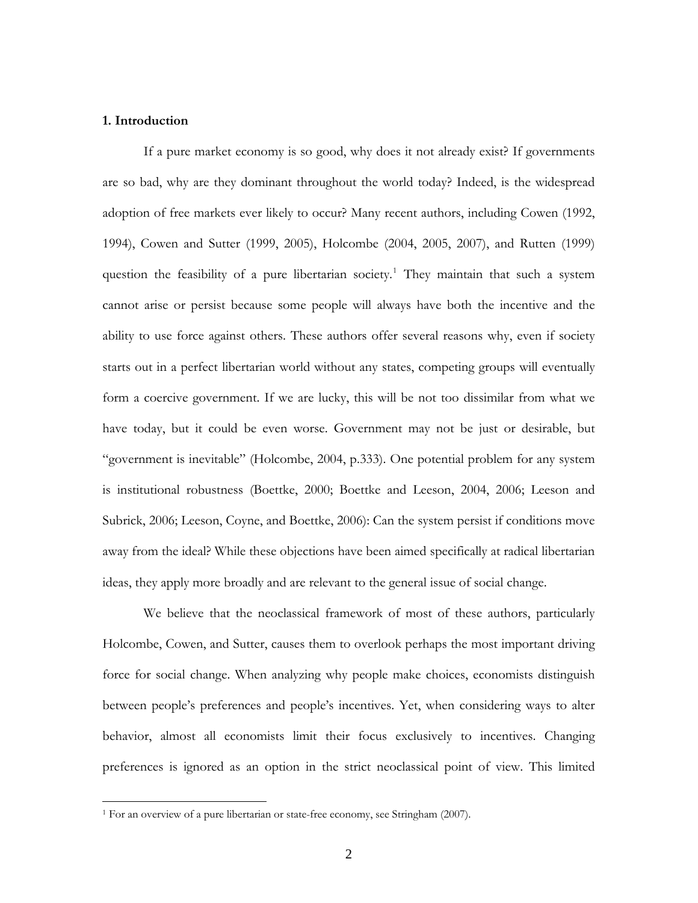## 1. Introduction

If a pure market economy is so good, why does it not already exist? If governments are so bad, why are they dominant throughout the world today? Indeed, is the widespread adoption of free markets ever likely to occur? Many recent authors, including Cowen (1992, 1994), Cowen and Sutter (1999, 2005), Holcombe (2004, 2005, 2007), and Rutten (1999) question the feasibility of a pure libertarian society.[1] They maintain that such a system cannot arise or persist because some people will always have both the incentive and the ability to use force against others. These authors offer several reasons why, even if society starts out in a perfect libertarian world without any states, competing groups will eventually form a coercive government. If we are lucky, this will be not too dissimilar from what we have today, but it could be even worse. Government may not be just or desirable, but "government is inevitable" (Holcombe, 2004, p.333). One potential problem for any system is institutional robustness (Boettke, 2000; Boettke and Leeson, 2004, 2006; Leeson and Subrick, 2006; Leeson, Coyne, and Boettke, 2006): Can the system persist if conditions move away from the ideal? While these objections have been aimed specifically at radical libertarian ideas, they apply more broadly and are relevant to the general issue of social change.

We believe that the neoclassical framework of most of these authors, particularly Holcombe, Cowen, and Sutter, causes them to overlook perhaps the most important driving force for social change. When analyzing why people make choices, economists distinguish between people's preferences and people's incentives. Yet, when considering ways to alter behavior, almost all economists limit their focus exclusively to incentives. Changing preferences is ignored as an option in the strict neoclassical point of view. This limited

[1] For an overview of a pure libertarian or state-free economy, see Stringham (2007).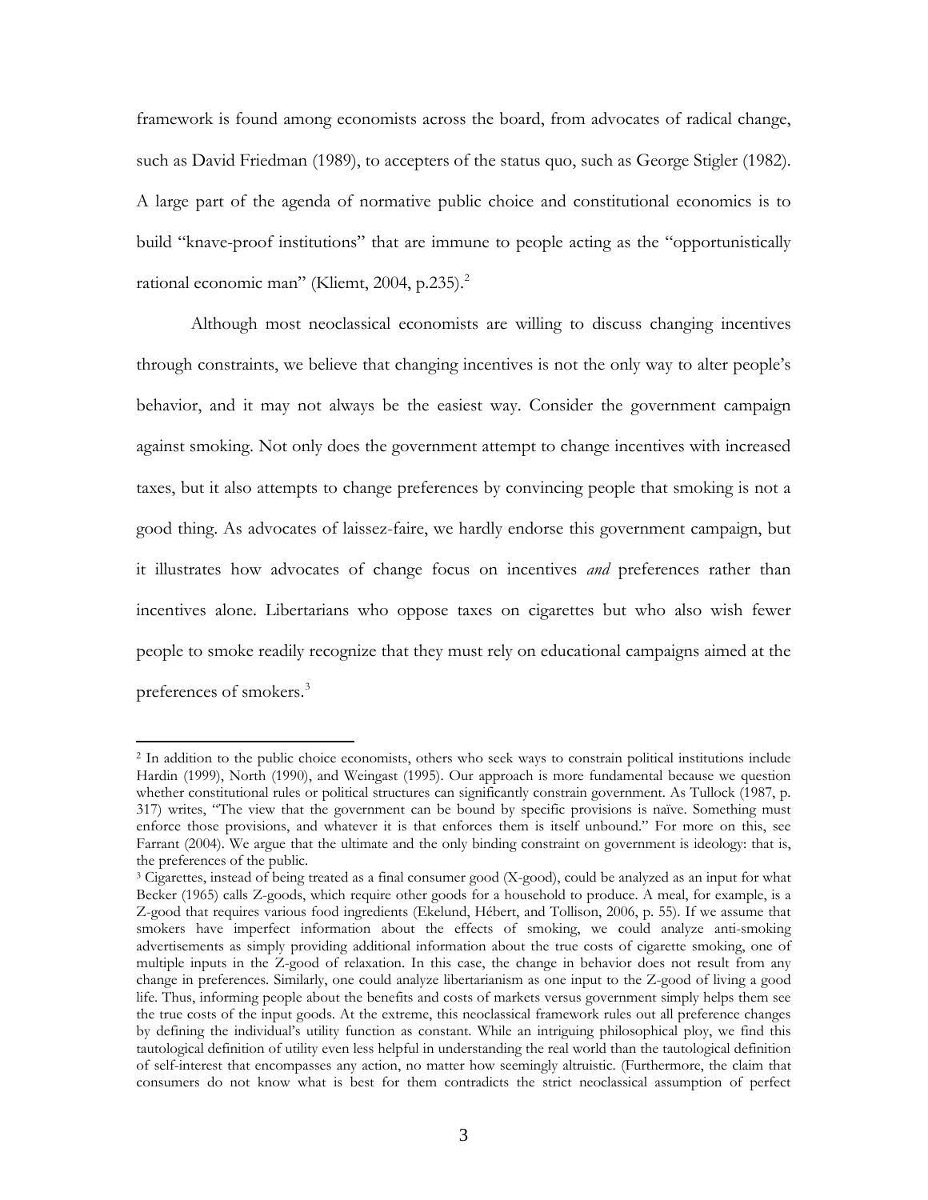framework is found among economists across the board, from advocates of radical change, such as David Friedman (1989), to accepters of the status quo, such as George Stigler (1982). A large part of the agenda of normative public choice and constitutional economics is to build "knave-proof institutions" that are immune to people acting as the "opportunistically rational economic man" (Kliemt, 2004, p.235).[2]

Although most neoclassical economists are willing to discuss changing incentives through constraints, we believe that changing incentives is not the only way to alter people's behavior, and it may not always be the easiest way. Consider the government campaign against smoking. Not only does the government attempt to change incentives with increased taxes, but it also attempts to change preferences by convincing people that smoking is not a good thing. As advocates of laissez-faire, we hardly endorse this government campaign, but it illustrates how advocates of change focus on incentives *and* preferences rather than incentives alone. Libertarians who oppose taxes on cigarettes but who also wish fewer people to smoke readily recognize that they must rely on educational campaigns aimed at the preferences of smokers.[3]

---

[2] In addition to the public choice economists, others who seek ways to constrain political institutions include Hardin (1999), North (1990), and Weingast (1995). Our approach is more fundamental because we question whether constitutional rules or political structures can significantly constrain government. As Tullock (1987, p. 317) writes, "The view that the government can be bound by specific provisions is naïve. Something must enforce those provisions, and whatever it is that enforces them is itself unbound." For more on this, see Farrant (2004). We argue that the ultimate and the only binding constraint on government is ideology: that is, the preferences of the public.

[3] Cigarettes, instead of being treated as a final consumer good (X-good), could be analyzed as an input for what Becker (1965) calls Z-goods, which require other goods for a household to produce. A meal, for example, is a Z-good that requires various food ingredients (Ekelund, Hébert, and Tollison, 2006, p. 55). If we assume that smokers have imperfect information about the effects of smoking, we could analyze anti-smoking advertisements as simply providing additional information about the true costs of cigarette smoking, one of multiple inputs in the Z-good of relaxation. In this case, the change in behavior does not result from any change in preferences. Similarly, one could analyze libertarianism as one input to the Z-good of living a good life. Thus, informing people about the benefits and costs of markets versus government simply helps them see the true costs of the input goods. At the extreme, this neoclassical framework rules out all preference changes by defining the individual's utility function as constant. While an intriguing philosophical ploy, we find this tautological definition of utility even less helpful in understanding the real world than the tautological definition of self-interest that encompasses any action, no matter how seemingly altruistic. (Furthermore, the claim that consumers do not know what is best for them contradicts the strict neoclassical assumption of perfect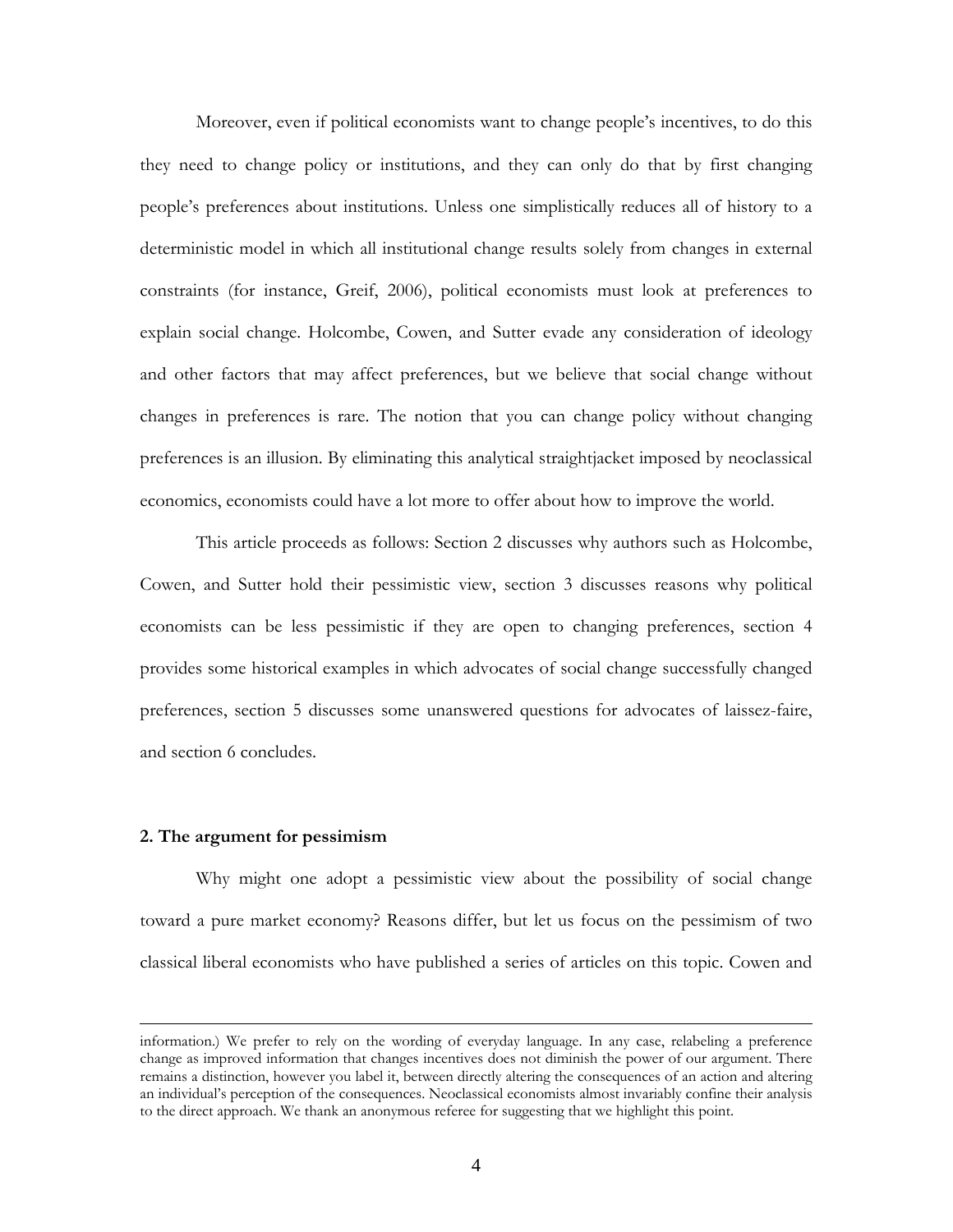Moreover, even if political economists want to change people's incentives, to do this they need to change policy or institutions, and they can only do that by first changing people's preferences about institutions. Unless one simplistically reduces all of history to a deterministic model in which all institutional change results solely from changes in external constraints (for instance, Greif, 2006), political economists must look at preferences to explain social change. Holcombe, Cowen, and Sutter evade any consideration of ideology and other factors that may affect preferences, but we believe that social change without changes in preferences is rare. The notion that you can change policy without changing preferences is an illusion. By eliminating this analytical straightjacket imposed by neoclassical economics, economists could have a lot more to offer about how to improve the world.

This article proceeds as follows: Section 2 discusses why authors such as Holcombe, Cowen, and Sutter hold their pessimistic view, section 3 discusses reasons why political economists can be less pessimistic if they are open to changing preferences, section 4 provides some historical examples in which advocates of social change successfully changed preferences, section 5 discusses some unanswered questions for advocates of laissez-faire, and section 6 concludes.

## 2. The argument for pessimism

Why might one adopt a pessimistic view about the possibility of social change toward a pure market economy? Reasons differ, but let us focus on the pessimism of two classical liberal economists who have published a series of articles on this topic. Cowen and

---

information.) We prefer to rely on the wording of everyday language. In any case, relabeling a preference change as improved information that changes incentives does not diminish the power of our argument. There remains a distinction, however you label it, between directly altering the consequences of an action and altering an individual's perception of the consequences. Neoclassical economists almost invariably confine their analysis to the direct approach. We thank an anonymous referee for suggesting that we highlight this point.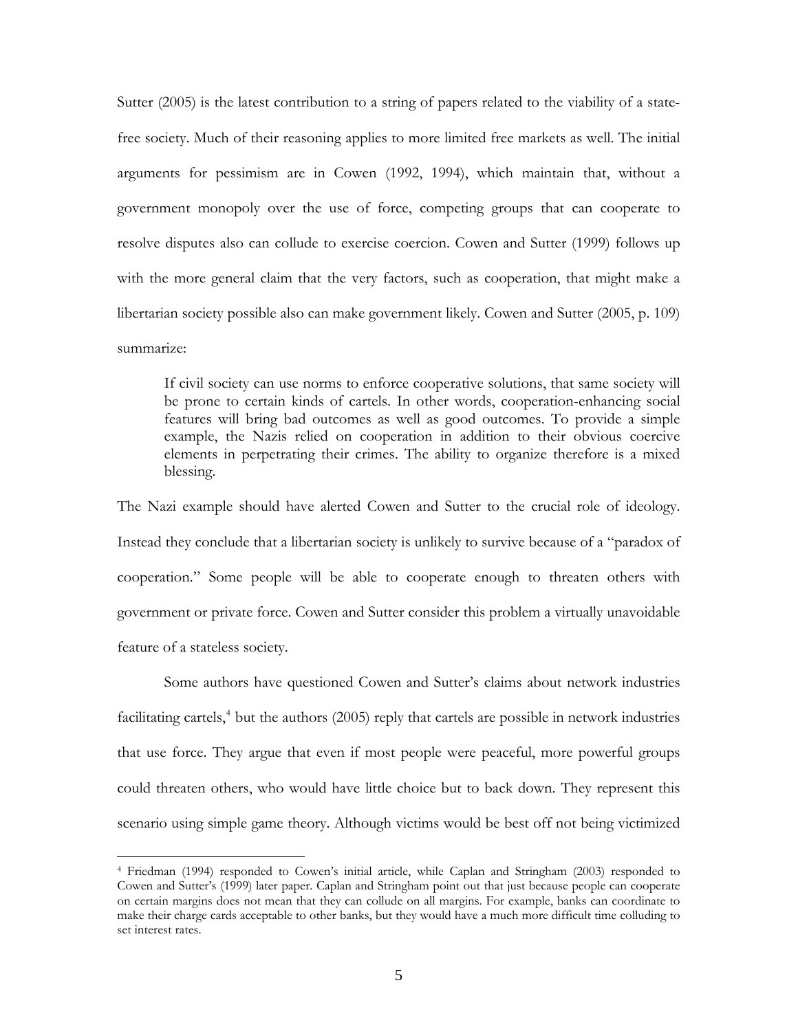Sutter (2005) is the latest contribution to a string of papers related to the viability of a state-free society. Much of their reasoning applies to more limited free markets as well. The initial arguments for pessimism are in Cowen (1992, 1994), which maintain that, without a government monopoly over the use of force, competing groups that can cooperate to resolve disputes also can collude to exercise coercion. Cowen and Sutter (1999) follows up with the more general claim that the very factors, such as cooperation, that might make a libertarian society possible also can make government likely. Cowen and Sutter (2005, p. 109) summarize:

> If civil society can use norms to enforce cooperative solutions, that same society will be prone to certain kinds of cartels. In other words, cooperation-enhancing social features will bring bad outcomes as well as good outcomes. To provide a simple example, the Nazis relied on cooperation in addition to their obvious coercive elements in perpetrating their crimes. The ability to organize therefore is a mixed blessing.

The Nazi example should have alerted Cowen and Sutter to the crucial role of ideology. Instead they conclude that a libertarian society is unlikely to survive because of a "paradox of cooperation." Some people will be able to cooperate enough to threaten others with government or private force. Cowen and Sutter consider this problem a virtually unavoidable feature of a stateless society.

Some authors have questioned Cowen and Sutter's claims about network industries facilitating cartels,[4] but the authors (2005) reply that cartels are possible in network industries that use force. They argue that even if most people were peaceful, more powerful groups could threaten others, who would have little choice but to back down. They represent this scenario using simple game theory. Although victims would be best off not being victimized

[4] Friedman (1994) responded to Cowen's initial article, while Caplan and Stringham (2003) responded to Cowen and Sutter's (1999) later paper. Caplan and Stringham point out that just because people can cooperate on certain margins does not mean that they can collude on all margins. For example, banks can coordinate to make their charge cards acceptable to other banks, but they would have a much more difficult time colluding to set interest rates.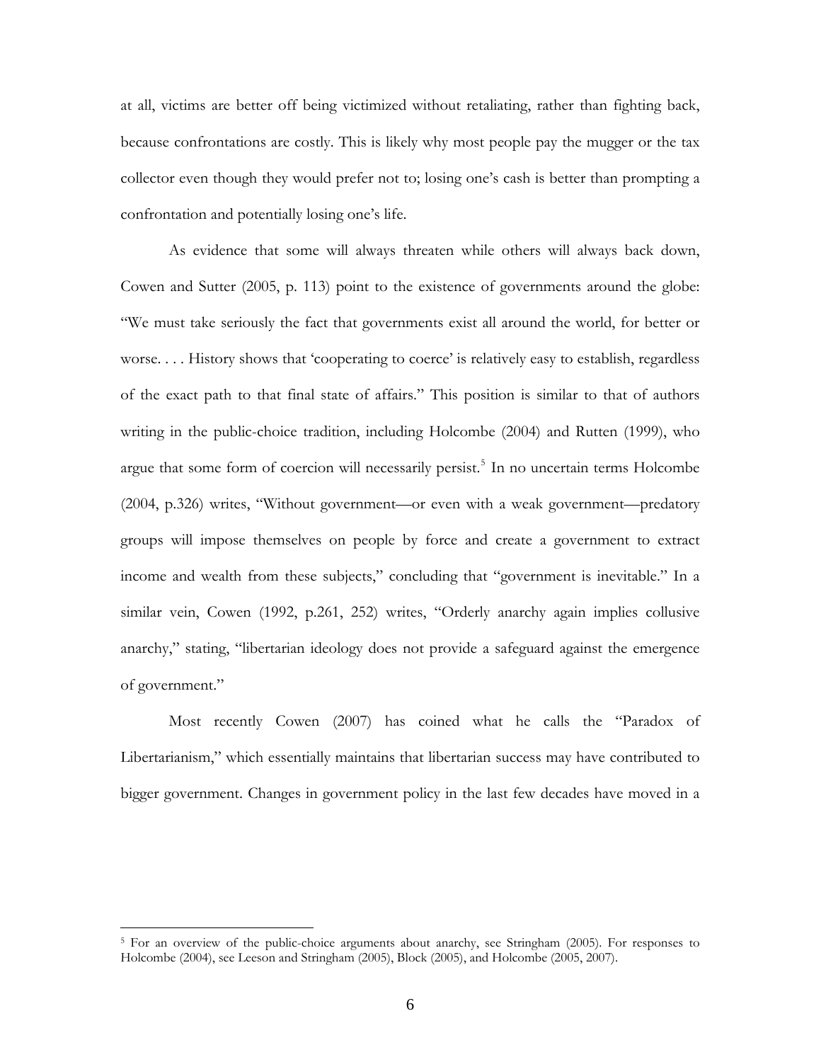at all, victims are better off being victimized without retaliating, rather than fighting back, because confrontations are costly. This is likely why most people pay the mugger or the tax collector even though they would prefer not to; losing one's cash is better than prompting a confrontation and potentially losing one's life.

As evidence that some will always threaten while others will always back down, Cowen and Sutter (2005, p. 113) point to the existence of governments around the globe: "We must take seriously the fact that governments exist all around the world, for better or worse. . . . History shows that 'cooperating to coerce' is relatively easy to establish, regardless of the exact path to that final state of affairs." This position is similar to that of authors writing in the public-choice tradition, including Holcombe (2004) and Rutten (1999), who argue that some form of coercion will necessarily persist.[5] In no uncertain terms Holcombe (2004, p.326) writes, "Without government—or even with a weak government—predatory groups will impose themselves on people by force and create a government to extract income and wealth from these subjects," concluding that "government is inevitable." In a similar vein, Cowen (1992, p.261, 252) writes, "Orderly anarchy again implies collusive anarchy," stating, "libertarian ideology does not provide a safeguard against the emergence of government."

Most recently Cowen (2007) has coined what he calls the "Paradox of Libertarianism," which essentially maintains that libertarian success may have contributed to bigger government. Changes in government policy in the last few decades have moved in a

---

[5] For an overview of the public-choice arguments about anarchy, see Stringham (2005). For responses to Holcombe (2004), see Leeson and Stringham (2005), Block (2005), and Holcombe (2005, 2007).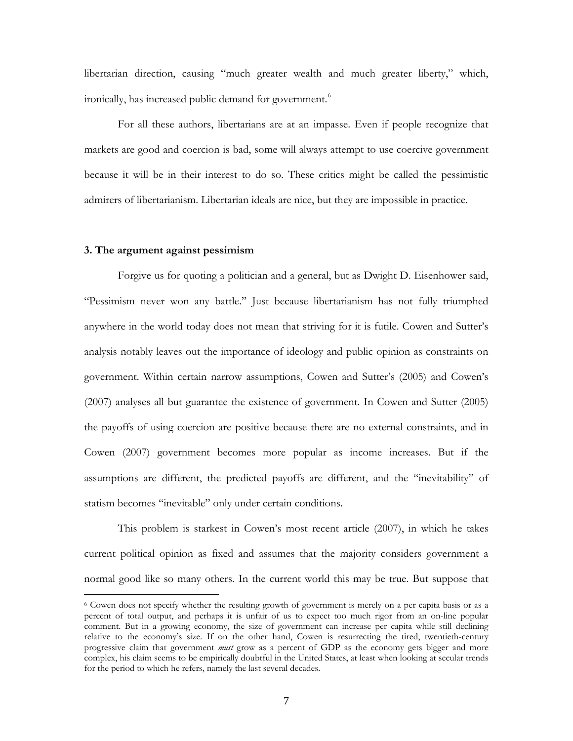libertarian direction, causing "much greater wealth and much greater liberty," which, ironically, has increased public demand for government.[6]

For all these authors, libertarians are at an impasse. Even if people recognize that markets are good and coercion is bad, some will always attempt to use coercive government because it will be in their interest to do so. These critics might be called the pessimistic admirers of libertarianism. Libertarian ideals are nice, but they are impossible in practice.

### 3. The argument against pessimism

Forgive us for quoting a politician and a general, but as Dwight D. Eisenhower said, "Pessimism never won any battle." Just because libertarianism has not fully triumphed anywhere in the world today does not mean that striving for it is futile. Cowen and Sutter's analysis notably leaves out the importance of ideology and public opinion as constraints on government. Within certain narrow assumptions, Cowen and Sutter's (2005) and Cowen's (2007) analyses all but guarantee the existence of government. In Cowen and Sutter (2005) the payoffs of using coercion are positive because there are no external constraints, and in Cowen (2007) government becomes more popular as income increases. But if the assumptions are different, the predicted payoffs are different, and the "inevitability" of statism becomes "inevitable" only under certain conditions.

This problem is starkest in Cowen's most recent article (2007), in which he takes current political opinion as fixed and assumes that the majority considers government a normal good like so many others. In the current world this may be true. But suppose that

[6] Cowen does not specify whether the resulting growth of government is merely on a per capita basis or as a percent of total output, and perhaps it is unfair of us to expect too much rigor from an on-line popular comment. But in a growing economy, the size of government can increase per capita while still declining relative to the economy's size. If on the other hand, Cowen is resurrecting the tired, twentieth-century progressive claim that government *must* grow as a percent of GDP as the economy gets bigger and more complex, his claim seems to be empirically doubtful in the United States, at least when looking at secular trends for the period to which he refers, namely the last several decades.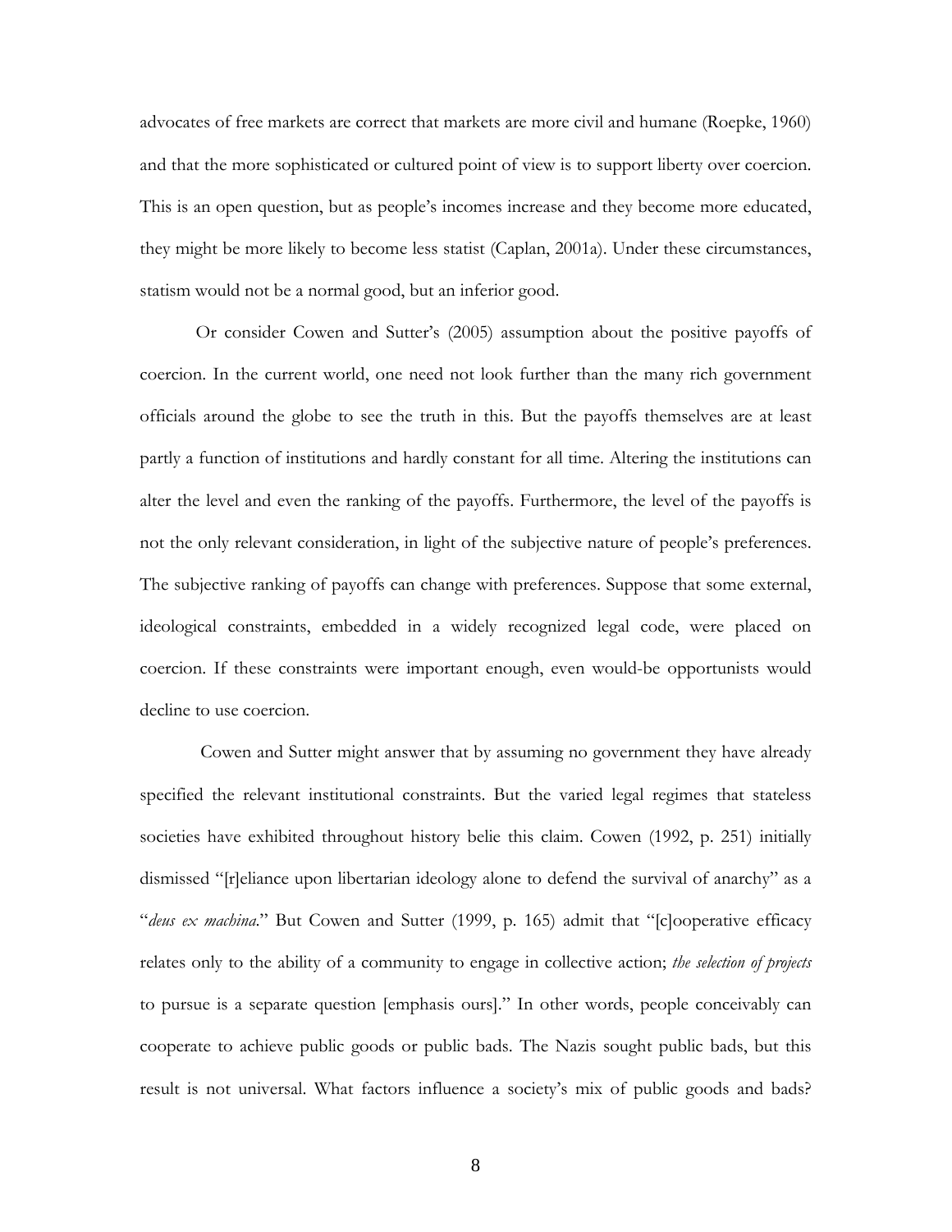advocates of free markets are correct that markets are more civil and humane (Roepke, 1960) and that the more sophisticated or cultured point of view is to support liberty over coercion. This is an open question, but as people's incomes increase and they become more educated, they might be more likely to become less statist (Caplan, 2001a). Under these circumstances, statism would not be a normal good, but an inferior good.

Or consider Cowen and Sutter's (2005) assumption about the positive payoffs of coercion. In the current world, one need not look further than the many rich government officials around the globe to see the truth in this. But the payoffs themselves are at least partly a function of institutions and hardly constant for all time. Altering the institutions can alter the level and even the ranking of the payoffs. Furthermore, the level of the payoffs is not the only relevant consideration, in light of the subjective nature of people's preferences. The subjective ranking of payoffs can change with preferences. Suppose that some external, ideological constraints, embedded in a widely recognized legal code, were placed on coercion. If these constraints were important enough, even would-be opportunists would decline to use coercion.

Cowen and Sutter might answer that by assuming no government they have already specified the relevant institutional constraints. But the varied legal regimes that stateless societies have exhibited throughout history belie this claim. Cowen (1992, p. 251) initially dismissed "[r]eliance upon libertarian ideology alone to defend the survival of anarchy" as a "*deus ex machina*." But Cowen and Sutter (1999, p. 165) admit that "[c]ooperative efficacy relates only to the ability of a community to engage in collective action; *the selection of projects* to pursue is a separate question [emphasis ours]." In other words, people conceivably can cooperate to achieve public goods or public bads. The Nazis sought public bads, but this result is not universal. What factors influence a society's mix of public goods and bads?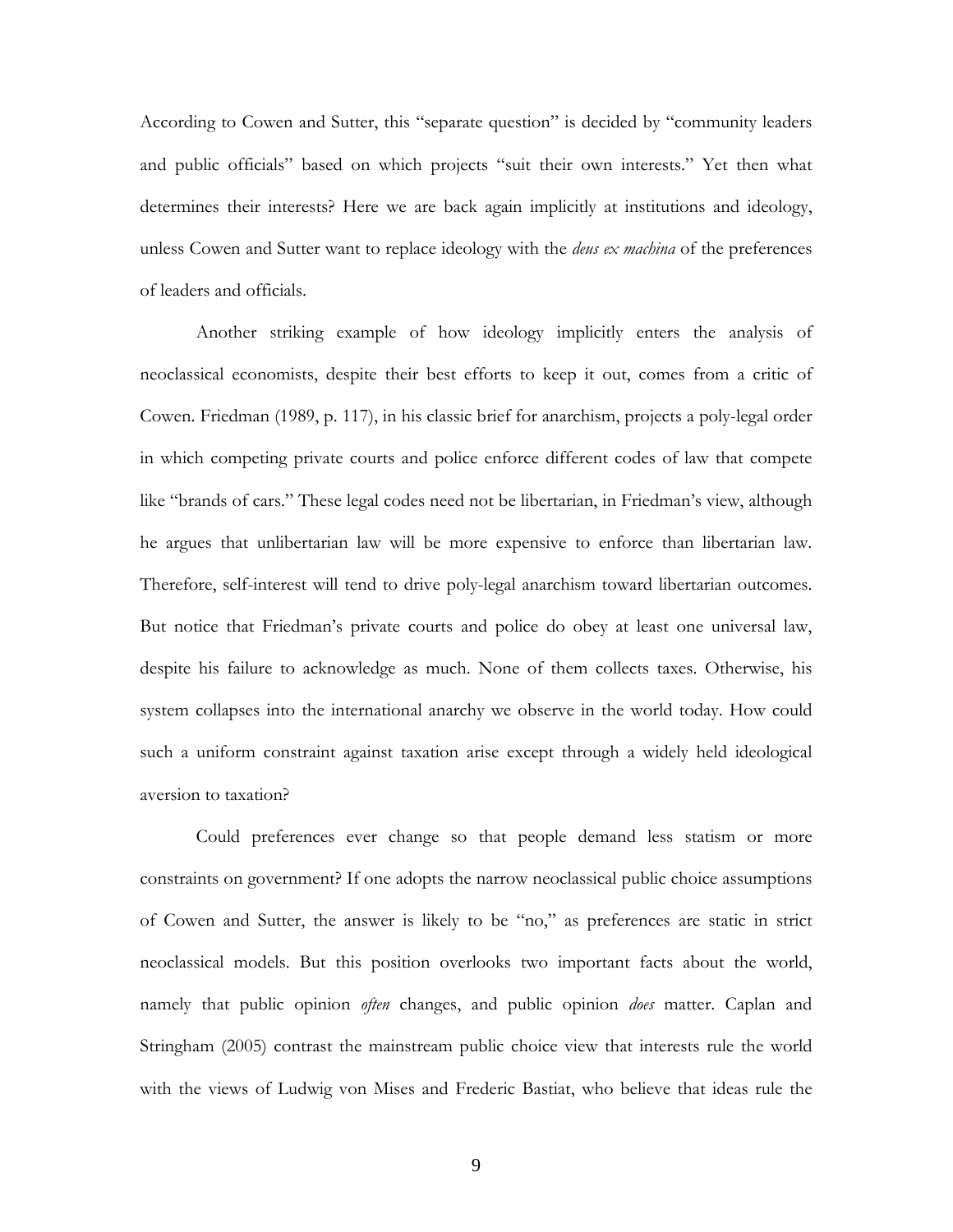According to Cowen and Sutter, this "separate question" is decided by "community leaders and public officials" based on which projects "suit their own interests." Yet then what determines their interests? Here we are back again implicitly at institutions and ideology, unless Cowen and Sutter want to replace ideology with the *deus ex machina* of the preferences of leaders and officials.

Another striking example of how ideology implicitly enters the analysis of neoclassical economists, despite their best efforts to keep it out, comes from a critic of Cowen. Friedman (1989, p. 117), in his classic brief for anarchism, projects a poly-legal order in which competing private courts and police enforce different codes of law that compete like "brands of cars." These legal codes need not be libertarian, in Friedman's view, although he argues that unlibertarian law will be more expensive to enforce than libertarian law. Therefore, self-interest will tend to drive poly-legal anarchism toward libertarian outcomes. But notice that Friedman's private courts and police do obey at least one universal law, despite his failure to acknowledge as much. None of them collects taxes. Otherwise, his system collapses into the international anarchy we observe in the world today. How could such a uniform constraint against taxation arise except through a widely held ideological aversion to taxation?

Could preferences ever change so that people demand less statism or more constraints on government? If one adopts the narrow neoclassical public choice assumptions of Cowen and Sutter, the answer is likely to be "no," as preferences are static in strict neoclassical models. But this position overlooks two important facts about the world, namely that public opinion *often* changes, and public opinion *does* matter. Caplan and Stringham (2005) contrast the mainstream public choice view that interests rule the world with the views of Ludwig von Mises and Frederic Bastiat, who believe that ideas rule the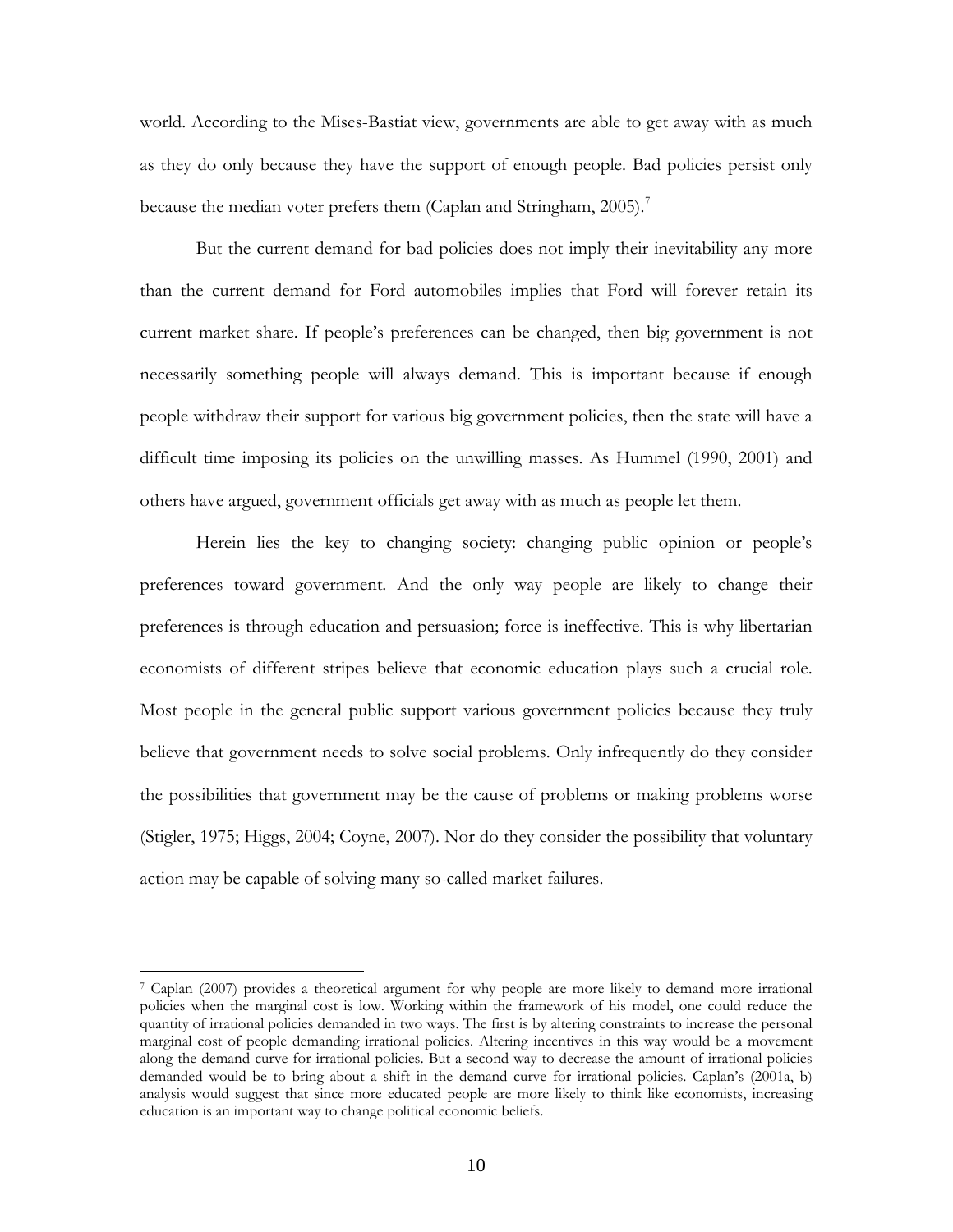world. According to the Mises-Bastiat view, governments are able to get away with as much as they do only because they have the support of enough people. Bad policies persist only because the median voter prefers them (Caplan and Stringham, 2005).[7]

But the current demand for bad policies does not imply their inevitability any more than the current demand for Ford automobiles implies that Ford will forever retain its current market share. If people's preferences can be changed, then big government is not necessarily something people will always demand. This is important because if enough people withdraw their support for various big government policies, then the state will have a difficult time imposing its policies on the unwilling masses. As Hummel (1990, 2001) and others have argued, government officials get away with as much as people let them.

Herein lies the key to changing society: changing public opinion or people's preferences toward government. And the only way people are likely to change their preferences is through education and persuasion; force is ineffective. This is why libertarian economists of different stripes believe that economic education plays such a crucial role. Most people in the general public support various government policies because they truly believe that government needs to solve social problems. Only infrequently do they consider the possibilities that government may be the cause of problems or making problems worse (Stigler, 1975; Higgs, 2004; Coyne, 2007). Nor do they consider the possibility that voluntary action may be capable of solving many so-called market failures.

---

[7] Caplan (2007) provides a theoretical argument for why people are more likely to demand more irrational policies when the marginal cost is low. Working within the framework of his model, one could reduce the quantity of irrational policies demanded in two ways. The first is by altering constraints to increase the personal marginal cost of people demanding irrational policies. Altering incentives in this way would be a movement along the demand curve for irrational policies. But a second way to decrease the amount of irrational policies demanded would be to bring about a shift in the demand curve for irrational policies. Caplan's (2001a, b) analysis would suggest that since more educated people are more likely to think like economists, increasing education is an important way to change political economic beliefs.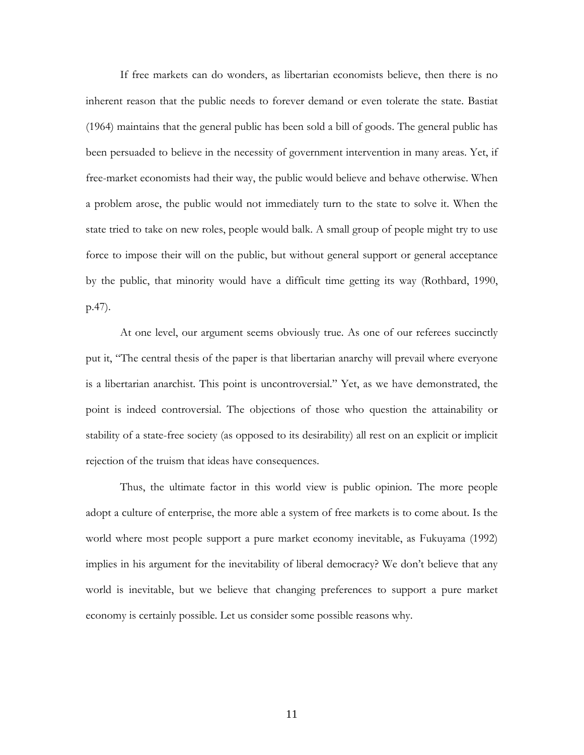If free markets can do wonders, as libertarian economists believe, then there is no inherent reason that the public needs to forever demand or even tolerate the state. Bastiat (1964) maintains that the general public has been sold a bill of goods. The general public has been persuaded to believe in the necessity of government intervention in many areas. Yet, if free-market economists had their way, the public would believe and behave otherwise. When a problem arose, the public would not immediately turn to the state to solve it. When the state tried to take on new roles, people would balk. A small group of people might try to use force to impose their will on the public, but without general support or general acceptance by the public, that minority would have a difficult time getting its way (Rothbard, 1990, p.47).

At one level, our argument seems obviously true. As one of our referees succinctly put it, "The central thesis of the paper is that libertarian anarchy will prevail where everyone is a libertarian anarchist. This point is uncontroversial." Yet, as we have demonstrated, the point is indeed controversial. The objections of those who question the attainability or stability of a state-free society (as opposed to its desirability) all rest on an explicit or implicit rejection of the truism that ideas have consequences.

Thus, the ultimate factor in this world view is public opinion. The more people adopt a culture of enterprise, the more able a system of free markets is to come about. Is the world where most people support a pure market economy inevitable, as Fukuyama (1992) implies in his argument for the inevitability of liberal democracy? We don't believe that any world is inevitable, but we believe that changing preferences to support a pure market economy is certainly possible. Let us consider some possible reasons why.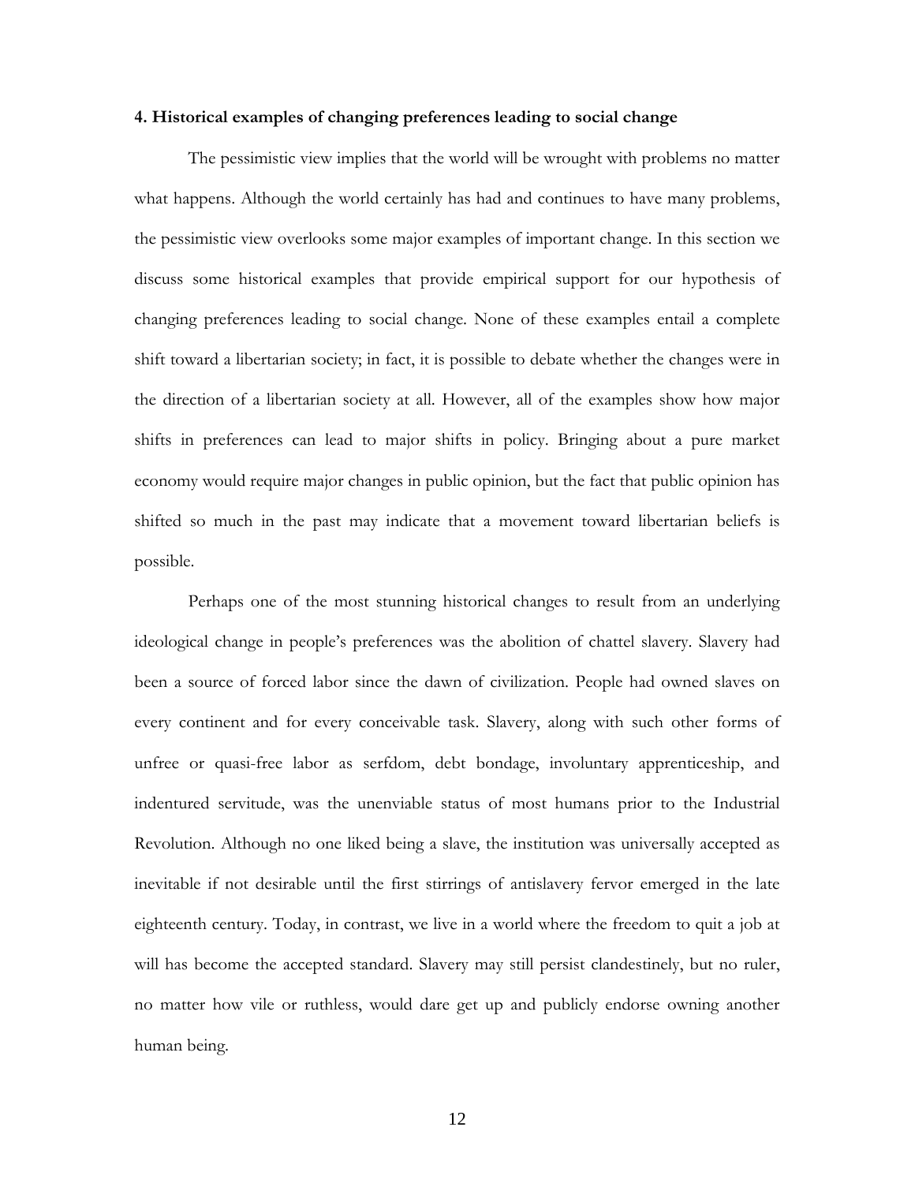### 4. Historical examples of changing preferences leading to social change

The pessimistic view implies that the world will be wrought with problems no matter what happens. Although the world certainly has had and continues to have many problems, the pessimistic view overlooks some major examples of important change. In this section we discuss some historical examples that provide empirical support for our hypothesis of changing preferences leading to social change. None of these examples entail a complete shift toward a libertarian society; in fact, it is possible to debate whether the changes were in the direction of a libertarian society at all. However, all of the examples show how major shifts in preferences can lead to major shifts in policy. Bringing about a pure market economy would require major changes in public opinion, but the fact that public opinion has shifted so much in the past may indicate that a movement toward libertarian beliefs is possible.

Perhaps one of the most stunning historical changes to result from an underlying ideological change in people's preferences was the abolition of chattel slavery. Slavery had been a source of forced labor since the dawn of civilization. People had owned slaves on every continent and for every conceivable task. Slavery, along with such other forms of unfree or quasi-free labor as serfdom, debt bondage, involuntary apprenticeship, and indentured servitude, was the unenviable status of most humans prior to the Industrial Revolution. Although no one liked being a slave, the institution was universally accepted as inevitable if not desirable until the first stirrings of antislavery fervor emerged in the late eighteenth century. Today, in contrast, we live in a world where the freedom to quit a job at will has become the accepted standard. Slavery may still persist clandestinely, but no ruler, no matter how vile or ruthless, would dare get up and publicly endorse owning another human being.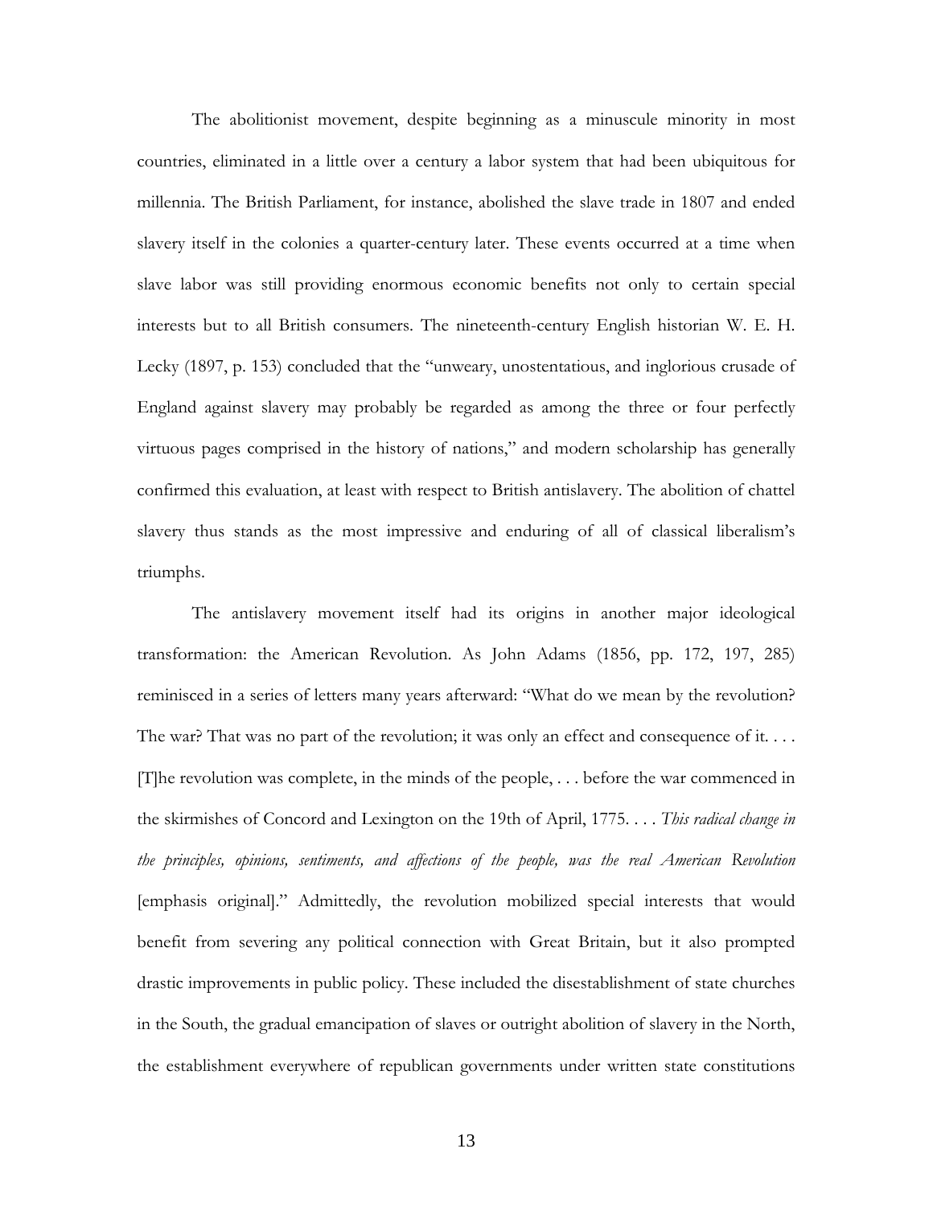The abolitionist movement, despite beginning as a minuscule minority in most countries, eliminated in a little over a century a labor system that had been ubiquitous for millennia. The British Parliament, for instance, abolished the slave trade in 1807 and ended slavery itself in the colonies a quarter-century later. These events occurred at a time when slave labor was still providing enormous economic benefits not only to certain special interests but to all British consumers. The nineteenth-century English historian W. E. H. Lecky (1897, p. 153) concluded that the "unweary, unostentatious, and inglorious crusade of England against slavery may probably be regarded as among the three or four perfectly virtuous pages comprised in the history of nations," and modern scholarship has generally confirmed this evaluation, at least with respect to British antislavery. The abolition of chattel slavery thus stands as the most impressive and enduring of all of classical liberalism's triumphs.

The antislavery movement itself had its origins in another major ideological transformation: the American Revolution. As John Adams (1856, pp. 172, 197, 285) reminisced in a series of letters many years afterward: "What do we mean by the revolution? The war? That was no part of the revolution; it was only an effect and consequence of it. . . . [T]he revolution was complete, in the minds of the people, . . . before the war commenced in the skirmishes of Concord and Lexington on the 19th of April, 1775. . . . *This radical change in the principles, opinions, sentiments, and affections of the people, was the real American Revolution* [emphasis original]." Admittedly, the revolution mobilized special interests that would benefit from severing any political connection with Great Britain, but it also prompted drastic improvements in public policy. These included the disestablishment of state churches in the South, the gradual emancipation of slaves or outright abolition of slavery in the North, the establishment everywhere of republican governments under written state constitutions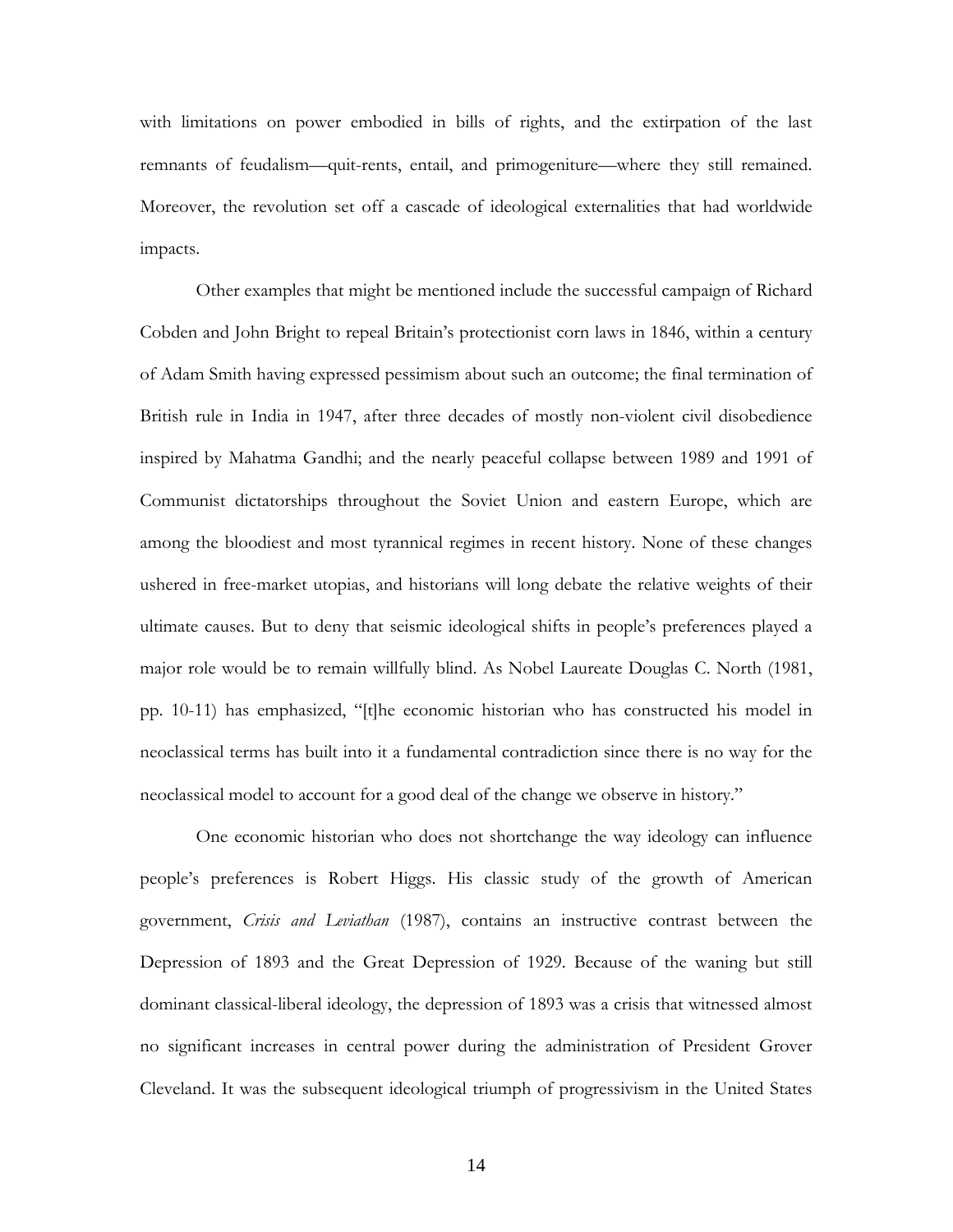with limitations on power embodied in bills of rights, and the extirpation of the last remnants of feudalism—quit-rents, entail, and primogeniture—where they still remained. Moreover, the revolution set off a cascade of ideological externalities that had worldwide impacts.

Other examples that might be mentioned include the successful campaign of Richard Cobden and John Bright to repeal Britain's protectionist corn laws in 1846, within a century of Adam Smith having expressed pessimism about such an outcome; the final termination of British rule in India in 1947, after three decades of mostly non-violent civil disobedience inspired by Mahatma Gandhi; and the nearly peaceful collapse between 1989 and 1991 of Communist dictatorships throughout the Soviet Union and eastern Europe, which are among the bloodiest and most tyrannical regimes in recent history. None of these changes ushered in free-market utopias, and historians will long debate the relative weights of their ultimate causes. But to deny that seismic ideological shifts in people's preferences played a major role would be to remain willfully blind. As Nobel Laureate Douglas C. North (1981, pp. 10-11) has emphasized, "[t]he economic historian who has constructed his model in neoclassical terms has built into it a fundamental contradiction since there is no way for the neoclassical model to account for a good deal of the change we observe in history."

One economic historian who does not shortchange the way ideology can influence people's preferences is Robert Higgs. His classic study of the growth of American government, *Crisis and Leviathan* (1987), contains an instructive contrast between the Depression of 1893 and the Great Depression of 1929. Because of the waning but still dominant classical-liberal ideology, the depression of 1893 was a crisis that witnessed almost no significant increases in central power during the administration of President Grover Cleveland. It was the subsequent ideological triumph of progressivism in the United States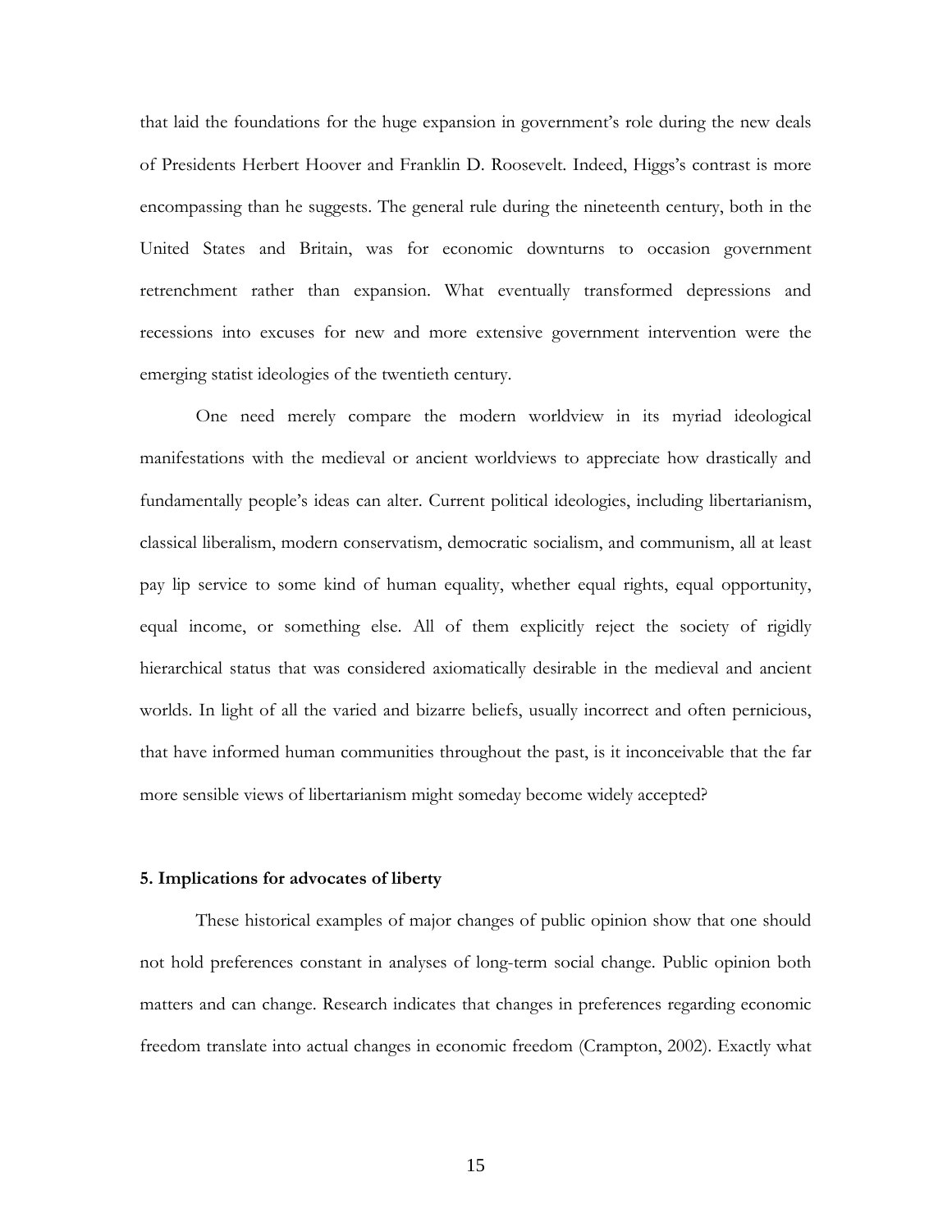that laid the foundations for the huge expansion in government's role during the new deals of Presidents Herbert Hoover and Franklin D. Roosevelt. Indeed, Higgs's contrast is more encompassing than he suggests. The general rule during the nineteenth century, both in the United States and Britain, was for economic downturns to occasion government retrenchment rather than expansion. What eventually transformed depressions and recessions into excuses for new and more extensive government intervention were the emerging statist ideologies of the twentieth century.

One need merely compare the modern worldview in its myriad ideological manifestations with the medieval or ancient worldviews to appreciate how drastically and fundamentally people's ideas can alter. Current political ideologies, including libertarianism, classical liberalism, modern conservatism, democratic socialism, and communism, all at least pay lip service to some kind of human equality, whether equal rights, equal opportunity, equal income, or something else. All of them explicitly reject the society of rigidly hierarchical status that was considered axiomatically desirable in the medieval and ancient worlds. In light of all the varied and bizarre beliefs, usually incorrect and often pernicious, that have informed human communities throughout the past, is it inconceivable that the far more sensible views of libertarianism might someday become widely accepted?

### 5. Implications for advocates of liberty

These historical examples of major changes of public opinion show that one should not hold preferences constant in analyses of long-term social change. Public opinion both matters and can change. Research indicates that changes in preferences regarding economic freedom translate into actual changes in economic freedom (Crampton, 2002). Exactly what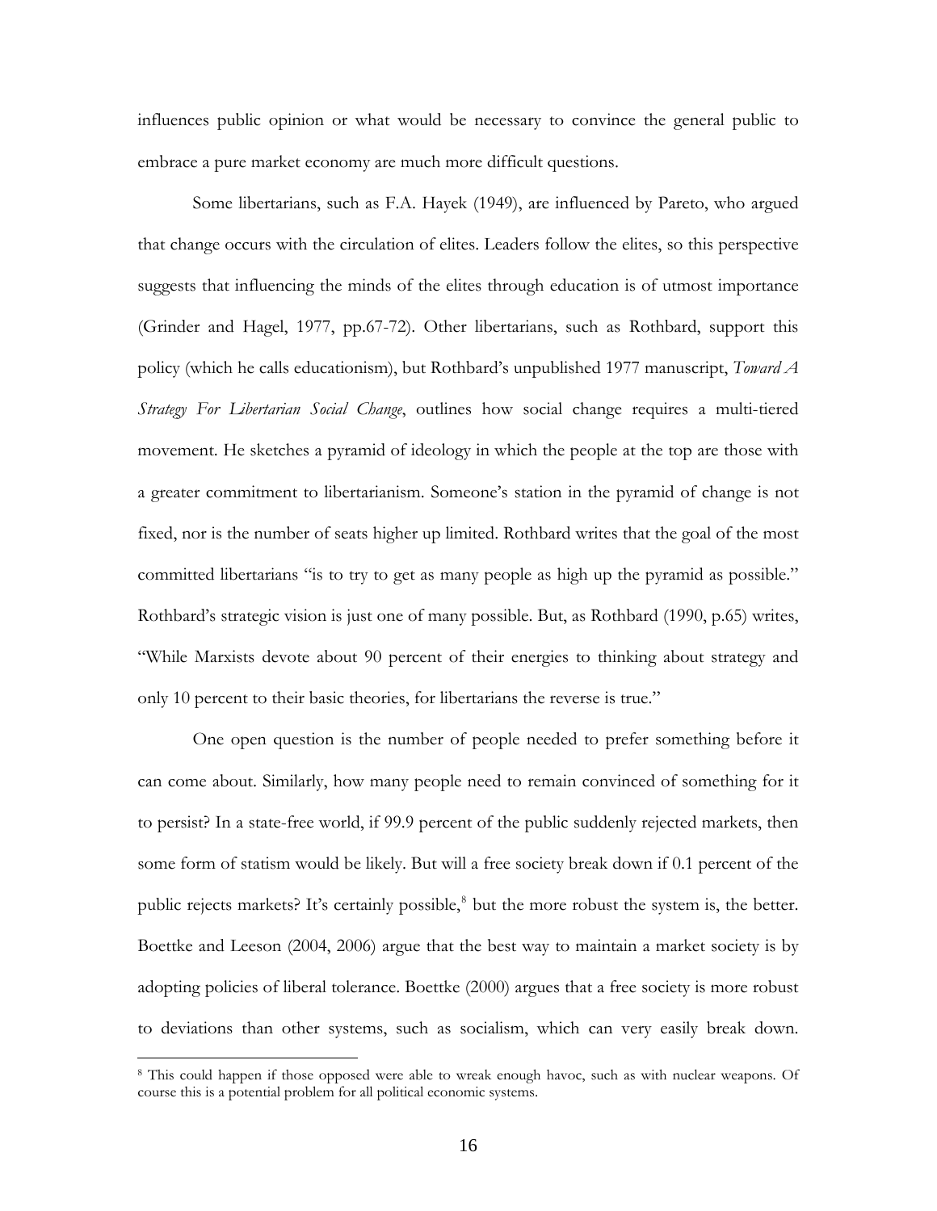influences public opinion or what would be necessary to convince the general public to embrace a pure market economy are much more difficult questions.

Some libertarians, such as F.A. Hayek (1949), are influenced by Pareto, who argued that change occurs with the circulation of elites. Leaders follow the elites, so this perspective suggests that influencing the minds of the elites through education is of utmost importance (Grinder and Hagel, 1977, pp.67-72). Other libertarians, such as Rothbard, support this policy (which he calls educationism), but Rothbard's unpublished 1977 manuscript, *Toward A Strategy For Libertarian Social Change*, outlines how social change requires a multi-tiered movement. He sketches a pyramid of ideology in which the people at the top are those with a greater commitment to libertarianism. Someone's station in the pyramid of change is not fixed, nor is the number of seats higher up limited. Rothbard writes that the goal of the most committed libertarians "is to try to get as many people as high up the pyramid as possible." Rothbard's strategic vision is just one of many possible. But, as Rothbard (1990, p.65) writes, "While Marxists devote about 90 percent of their energies to thinking about strategy and only 10 percent to their basic theories, for libertarians the reverse is true."

One open question is the number of people needed to prefer something before it can come about. Similarly, how many people need to remain convinced of something for it to persist? In a state-free world, if 99.9 percent of the public suddenly rejected markets, then some form of statism would be likely. But will a free society break down if 0.1 percent of the public rejects markets? It's certainly possible,[8] but the more robust the system is, the better. Boettke and Leeson (2004, 2006) argue that the best way to maintain a market society is by adopting policies of liberal tolerance. Boettke (2000) argues that a free society is more robust to deviations than other systems, such as socialism, which can very easily break down.

[8] This could happen if those opposed were able to wreak enough havoc, such as with nuclear weapons. Of course this is a potential problem for all political economic systems.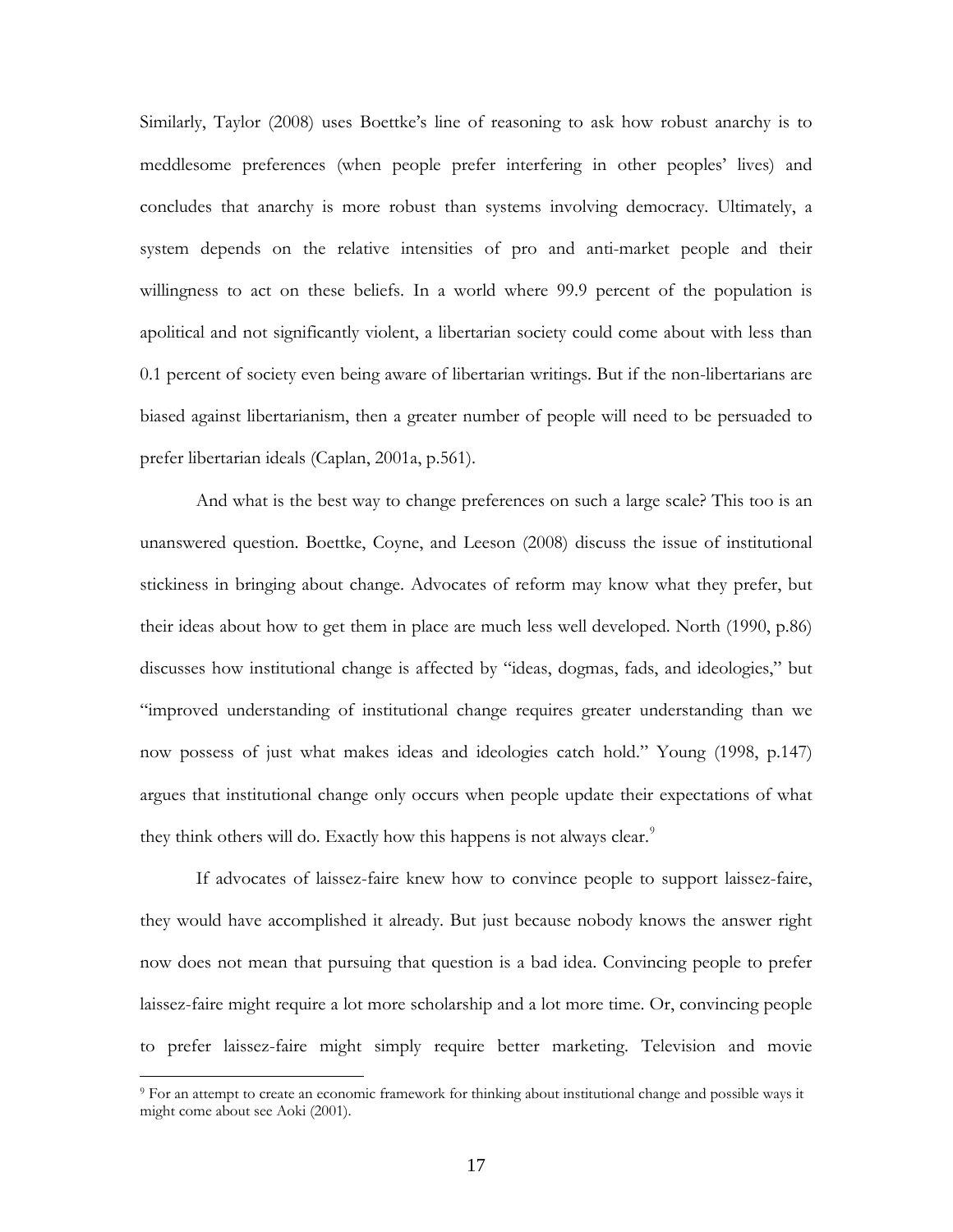Similarly, Taylor (2008) uses Boettke's line of reasoning to ask how robust anarchy is to meddlesome preferences (when people prefer interfering in other peoples' lives) and concludes that anarchy is more robust than systems involving democracy. Ultimately, a system depends on the relative intensities of pro and anti-market people and their willingness to act on these beliefs. In a world where 99.9 percent of the population is apolitical and not significantly violent, a libertarian society could come about with less than 0.1 percent of society even being aware of libertarian writings. But if the non-libertarians are biased against libertarianism, then a greater number of people will need to be persuaded to prefer libertarian ideals (Caplan, 2001a, p.561).

And what is the best way to change preferences on such a large scale? This too is an unanswered question. Boettke, Coyne, and Leeson (2008) discuss the issue of institutional stickiness in bringing about change. Advocates of reform may know what they prefer, but their ideas about how to get them in place are much less well developed. North (1990, p.86) discusses how institutional change is affected by "ideas, dogmas, fads, and ideologies," but "improved understanding of institutional change requires greater understanding than we now possess of just what makes ideas and ideologies catch hold." Young (1998, p.147) argues that institutional change only occurs when people update their expectations of what they think others will do. Exactly how this happens is not always clear.[9]

If advocates of laissez-faire knew how to convince people to support laissez-faire, they would have accomplished it already. But just because nobody knows the answer right now does not mean that pursuing that question is a bad idea. Convincing people to prefer laissez-faire might require a lot more scholarship and a lot more time. Or, convincing people to prefer laissez-faire might simply require better marketing. Television and movie

[9] For an attempt to create an economic framework for thinking about institutional change and possible ways it might come about see Aoki (2001).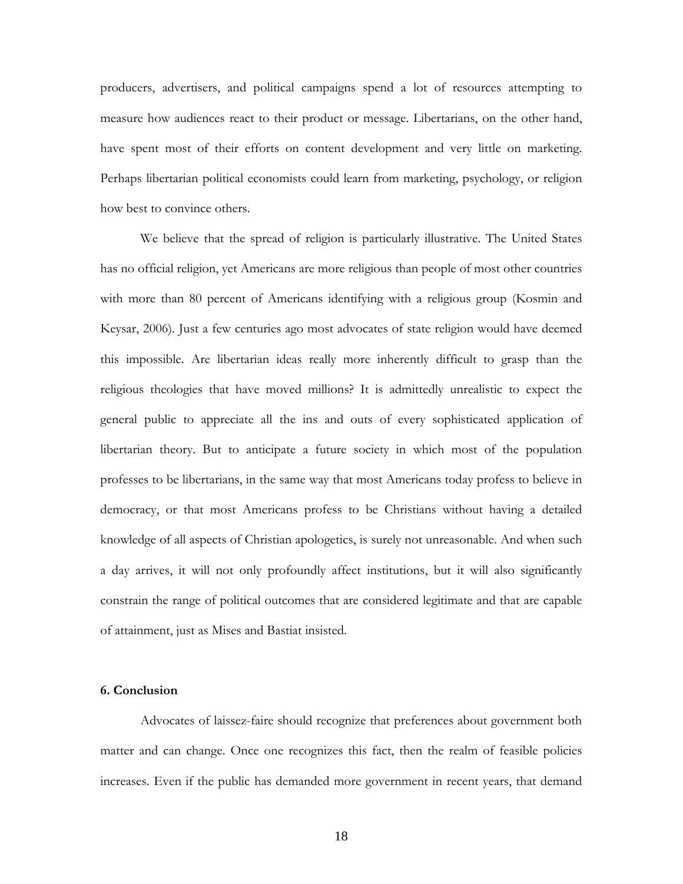producers, advertisers, and political campaigns spend a lot of resources attempting to measure how audiences react to their product or message. Libertarians, on the other hand, have spent most of their efforts on content development and very little on marketing. Perhaps libertarian political economists could learn from marketing, psychology, or religion how best to convince others.

We believe that the spread of religion is particularly illustrative. The United States has no official religion, yet Americans are more religious than people of most other countries with more than 80 percent of Americans identifying with a religious group (Kosmin and Keysar, 2006). Just a few centuries ago most advocates of state religion would have deemed this impossible. Are libertarian ideas really more inherently difficult to grasp than the religious theologies that have moved millions? It is admittedly unrealistic to expect the general public to appreciate all the ins and outs of every sophisticated application of libertarian theory. But to anticipate a future society in which most of the population professes to be libertarians, in the same way that most Americans today profess to believe in democracy, or that most Americans profess to be Christians without having a detailed knowledge of all aspects of Christian apologetics, is surely not unreasonable. And when such a day arrives, it will not only profoundly affect institutions, but it will also significantly constrain the range of political outcomes that are considered legitimate and that are capable of attainment, just as Mises and Bastiat insisted.

### 6. Conclusion

Advocates of laissez-faire should recognize that preferences about government both matter and can change. Once one recognizes this fact, then the realm of feasible policies increases. Even if the public has demanded more government in recent years, that demand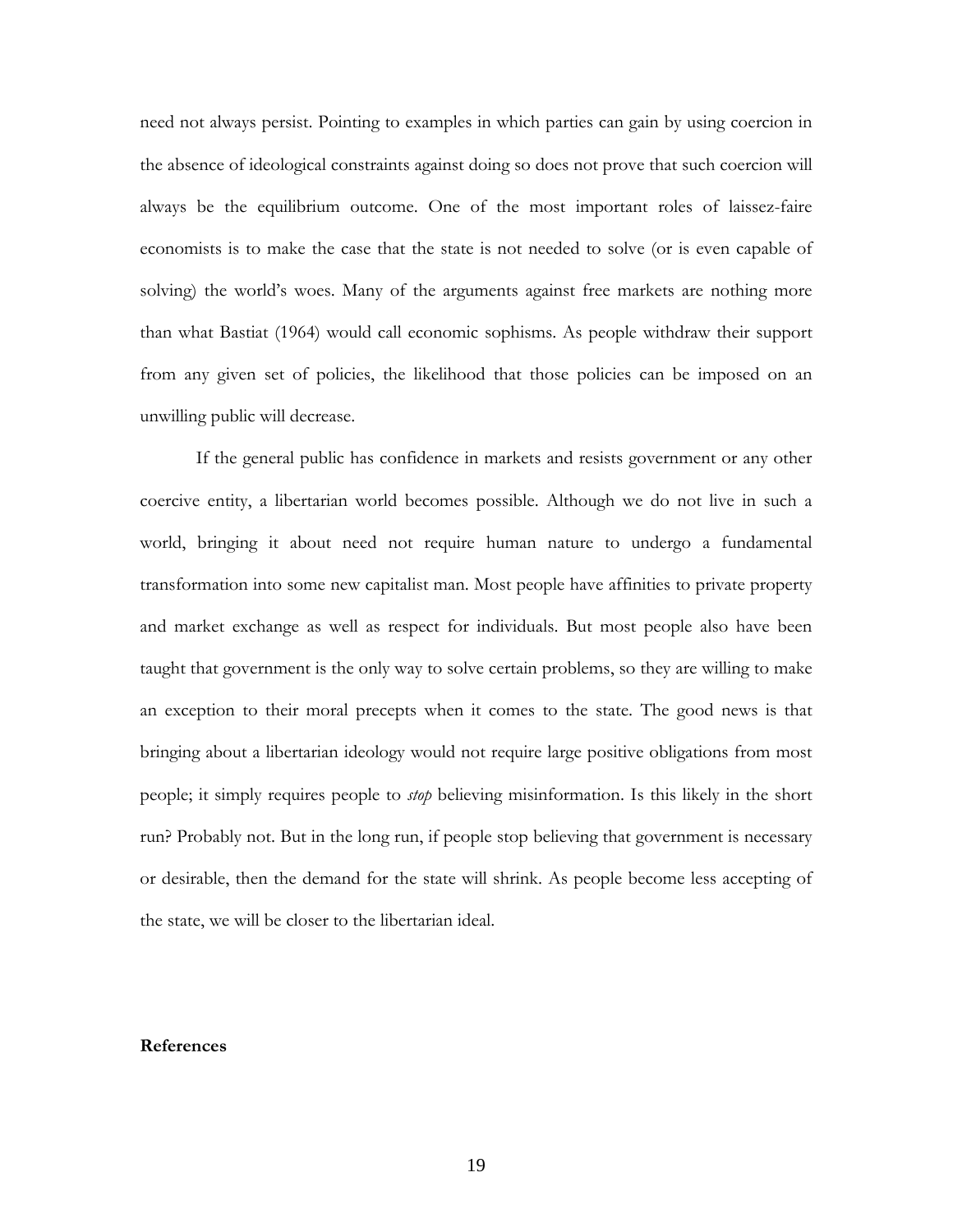need not always persist. Pointing to examples in which parties can gain by using coercion in the absence of ideological constraints against doing so does not prove that such coercion will always be the equilibrium outcome. One of the most important roles of laissez-faire economists is to make the case that the state is not needed to solve (or is even capable of solving) the world's woes. Many of the arguments against free markets are nothing more than what Bastiat (1964) would call economic sophisms. As people withdraw their support from any given set of policies, the likelihood that those policies can be imposed on an unwilling public will decrease.

If the general public has confidence in markets and resists government or any other coercive entity, a libertarian world becomes possible. Although we do not live in such a world, bringing it about need not require human nature to undergo a fundamental transformation into some new capitalist man. Most people have affinities to private property and market exchange as well as respect for individuals. But most people also have been taught that government is the only way to solve certain problems, so they are willing to make an exception to their moral precepts when it comes to the state. The good news is that bringing about a libertarian ideology would not require large positive obligations from most people; it simply requires people to *stop* believing misinformation. Is this likely in the short run? Probably not. But in the long run, if people stop believing that government is necessary or desirable, then the demand for the state will shrink. As people become less accepting of the state, we will be closer to the libertarian ideal.

**References**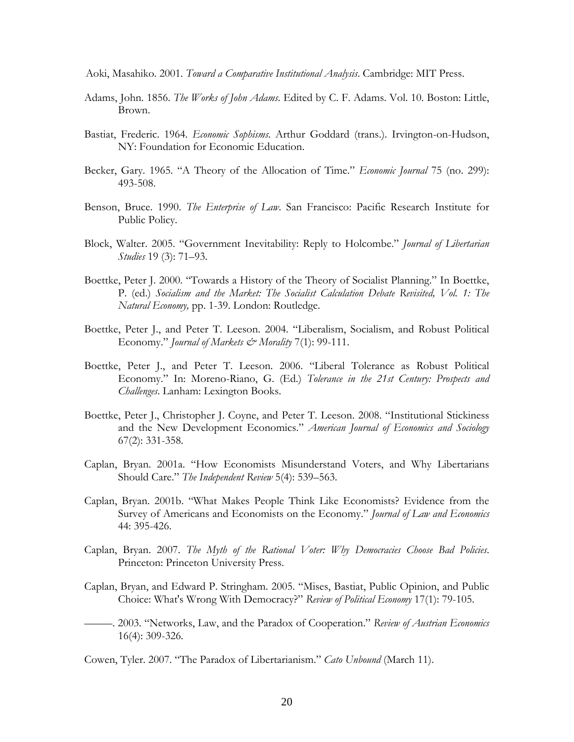Aoki, Masahiko. 2001. *Toward a Comparative Institutional Analysis*. Cambridge: MIT Press.

Adams, John. 1856. *The Works of John Adams*. Edited by C. F. Adams. Vol. 10. Boston: Little, Brown.

Bastiat, Frederic. 1964. *Economic Sophisms*. Arthur Goddard (trans.). Irvington-on-Hudson, NY: Foundation for Economic Education.

Becker, Gary. 1965. "A Theory of the Allocation of Time." *Economic Journal* 75 (no. 299): 493-508.

Benson, Bruce. 1990. *The Enterprise of Law*. San Francisco: Pacific Research Institute for Public Policy.

Block, Walter. 2005. "Government Inevitability: Reply to Holcombe." *Journal of Libertarian Studies* 19 (3): 71–93.

Boettke, Peter J. 2000. "Towards a History of the Theory of Socialist Planning." In Boettke, P. (ed.) *Socialism and the Market: The Socialist Calculation Debate Revisited, Vol. 1: The Natural Economy,* pp. 1-39. London: Routledge.

Boettke, Peter J., and Peter T. Leeson. 2004. "Liberalism, Socialism, and Robust Political Economy." *Journal of Markets & Morality* 7(1): 99-111.

Boettke, Peter J., and Peter T. Leeson. 2006. "Liberal Tolerance as Robust Political Economy." In: Moreno-Riano, G. (Ed.) *Tolerance in the 21st Century: Prospects and Challenges*. Lanham: Lexington Books.

Boettke, Peter J., Christopher J. Coyne, and Peter T. Leeson. 2008. "Institutional Stickiness and the New Development Economics." *American Journal of Economics and Sociology* 67(2): 331-358.

Caplan, Bryan. 2001a. "How Economists Misunderstand Voters, and Why Libertarians Should Care." *The Independent Review* 5(4): 539–563.

Caplan, Bryan. 2001b. "What Makes People Think Like Economists? Evidence from the Survey of Americans and Economists on the Economy." *Journal of Law and Economics* 44: 395-426.

Caplan, Bryan. 2007. *The Myth of the Rational Voter: Why Democracies Choose Bad Policies*. Princeton: Princeton University Press.

Caplan, Bryan, and Edward P. Stringham. 2005. "Mises, Bastiat, Public Opinion, and Public Choice: What's Wrong With Democracy?" *Review of Political Economy* 17(1): 79-105.

———. 2003. "Networks, Law, and the Paradox of Cooperation." *Review of Austrian Economics* 16(4): 309-326.

Cowen, Tyler. 2007. "The Paradox of Libertarianism." *Cato Unbound* (March 11).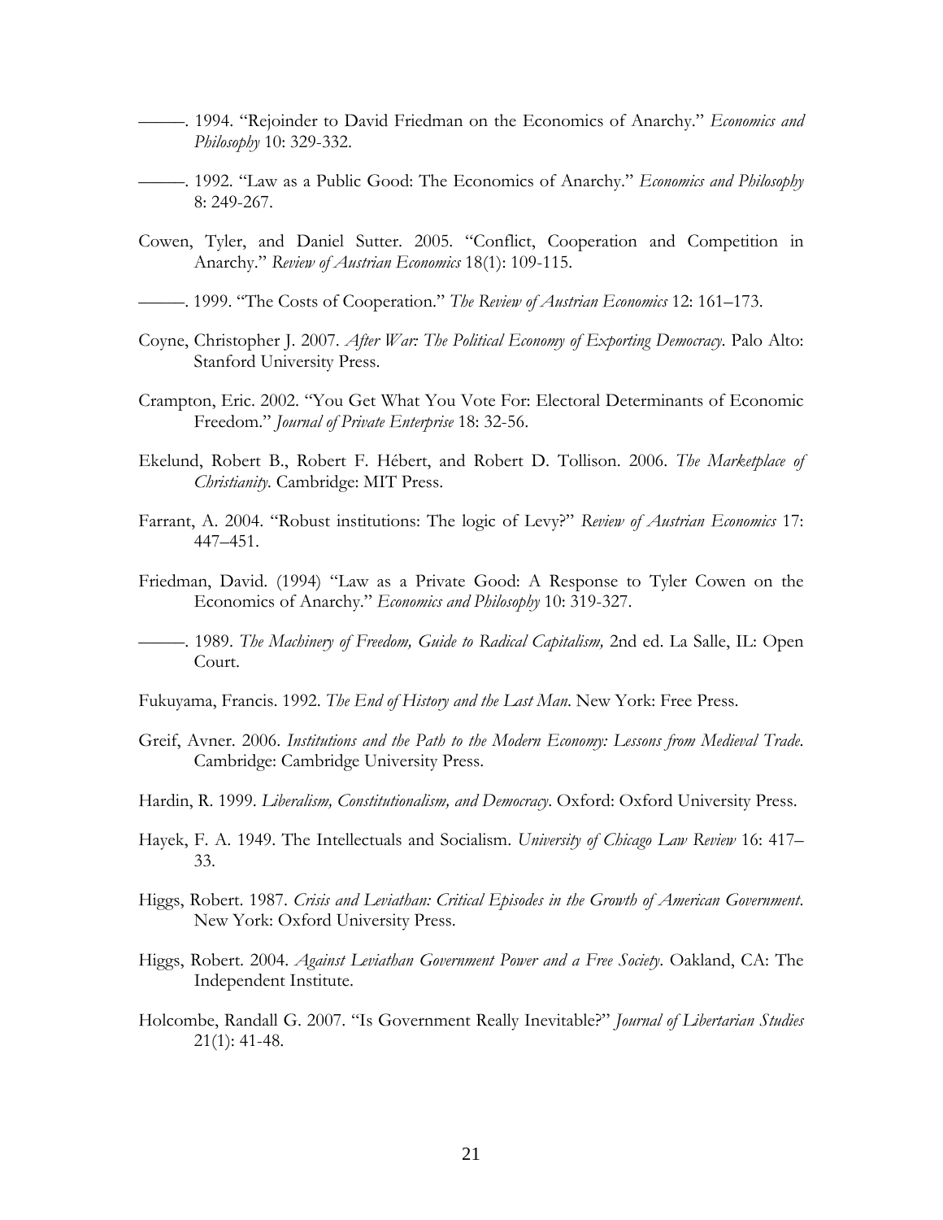———. 1994. "Rejoinder to David Friedman on the Economics of Anarchy." *Economics and Philosophy* 10: 329-332.

———. 1992. "Law as a Public Good: The Economics of Anarchy." *Economics and Philosophy* 8: 249-267.

Cowen, Tyler, and Daniel Sutter. 2005. "Conflict, Cooperation and Competition in Anarchy." *Review of Austrian Economics* 18(1): 109-115.

———. 1999. "The Costs of Cooperation." *The Review of Austrian Economics* 12: 161–173.

Coyne, Christopher J. 2007. *After War: The Political Economy of Exporting Democracy*. Palo Alto: Stanford University Press.

Crampton, Eric. 2002. "You Get What You Vote For: Electoral Determinants of Economic Freedom." *Journal of Private Enterprise* 18: 32-56.

Ekelund, Robert B., Robert F. Hébert, and Robert D. Tollison. 2006. *The Marketplace of Christianity*. Cambridge: MIT Press.

Farrant, A. 2004. "Robust institutions: The logic of Levy?" *Review of Austrian Economics* 17: 447–451.

Friedman, David. (1994) "Law as a Private Good: A Response to Tyler Cowen on the Economics of Anarchy." *Economics and Philosophy* 10: 319-327.

———. 1989. *The Machinery of Freedom, Guide to Radical Capitalism,* 2nd ed. La Salle, IL: Open Court.

Fukuyama, Francis. 1992. *The End of History and the Last Man*. New York: Free Press.

Greif, Avner. 2006. *Institutions and the Path to the Modern Economy: Lessons from Medieval Trade.* Cambridge: Cambridge University Press.

Hardin, R. 1999. *Liberalism, Constitutionalism, and Democracy*. Oxford: Oxford University Press.

Hayek, F. A. 1949. The Intellectuals and Socialism. *University of Chicago Law Review* 16: 417–33.

Higgs, Robert. 1987. *Crisis and Leviathan: Critical Episodes in the Growth of American Government*. New York: Oxford University Press.

Higgs, Robert. 2004. *Against Leviathan Government Power and a Free Society*. Oakland, CA: The Independent Institute.

Holcombe, Randall G. 2007. "Is Government Really Inevitable?" *Journal of Libertarian Studies* 21(1): 41-48.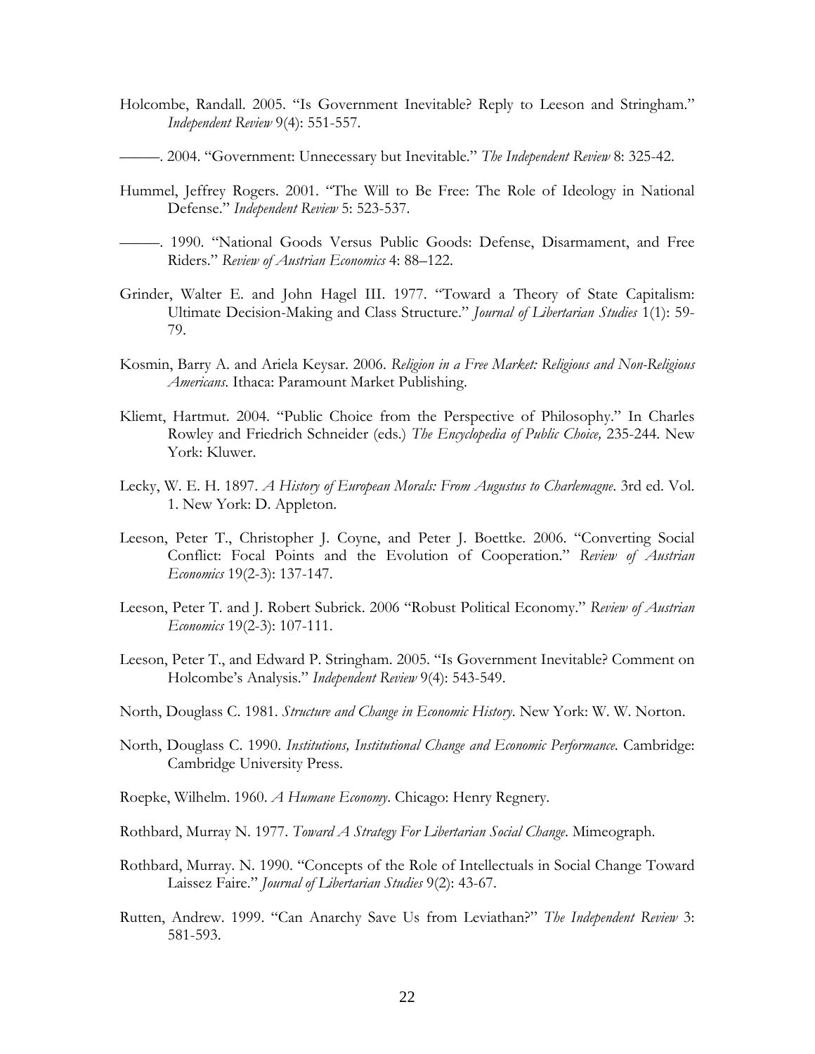Holcombe, Randall. 2005. "Is Government Inevitable? Reply to Leeson and Stringham." *Independent Review* 9(4): 551-557.

———. 2004. "Government: Unnecessary but Inevitable." *The Independent Review* 8: 325-42.

Hummel, Jeffrey Rogers. 2001. "The Will to Be Free: The Role of Ideology in National Defense." *Independent Review* 5: 523-537.

———. 1990. "National Goods Versus Public Goods: Defense, Disarmament, and Free Riders." *Review of Austrian Economics* 4: 88–122.

Grinder, Walter E. and John Hagel III. 1977. "Toward a Theory of State Capitalism: Ultimate Decision-Making and Class Structure." *Journal of Libertarian Studies* 1(1): 59-79.

Kosmin, Barry A. and Ariela Keysar. 2006. *Religion in a Free Market: Religious and Non-Religious Americans*. Ithaca: Paramount Market Publishing.

Kliemt, Hartmut. 2004. "Public Choice from the Perspective of Philosophy." In Charles Rowley and Friedrich Schneider (eds.) *The Encyclopedia of Public Choice,* 235-244. New York: Kluwer.

Lecky, W. E. H. 1897. *A History of European Morals: From Augustus to Charlemagne*. 3rd ed. Vol. 1. New York: D. Appleton.

Leeson, Peter T., Christopher J. Coyne, and Peter J. Boettke. 2006. "Converting Social Conflict: Focal Points and the Evolution of Cooperation." *Review of Austrian Economics* 19(2-3): 137-147.

Leeson, Peter T. and J. Robert Subrick. 2006 "Robust Political Economy." *Review of Austrian Economics* 19(2-3): 107-111.

Leeson, Peter T., and Edward P. Stringham. 2005. "Is Government Inevitable? Comment on Holcombe's Analysis." *Independent Review* 9(4): 543-549.

North, Douglass C. 1981. *Structure and Change in Economic History*. New York: W. W. Norton.

North, Douglass C. 1990. *Institutions, Institutional Change and Economic Performance*. Cambridge: Cambridge University Press.

Roepke, Wilhelm. 1960. *A Humane Economy*. Chicago: Henry Regnery.

Rothbard, Murray N. 1977. *Toward A Strategy For Libertarian Social Change*. Mimeograph.

Rothbard, Murray. N. 1990. "Concepts of the Role of Intellectuals in Social Change Toward Laissez Faire." *Journal of Libertarian Studies* 9(2): 43-67.

Rutten, Andrew. 1999. "Can Anarchy Save Us from Leviathan?" *The Independent Review* 3: 581-593.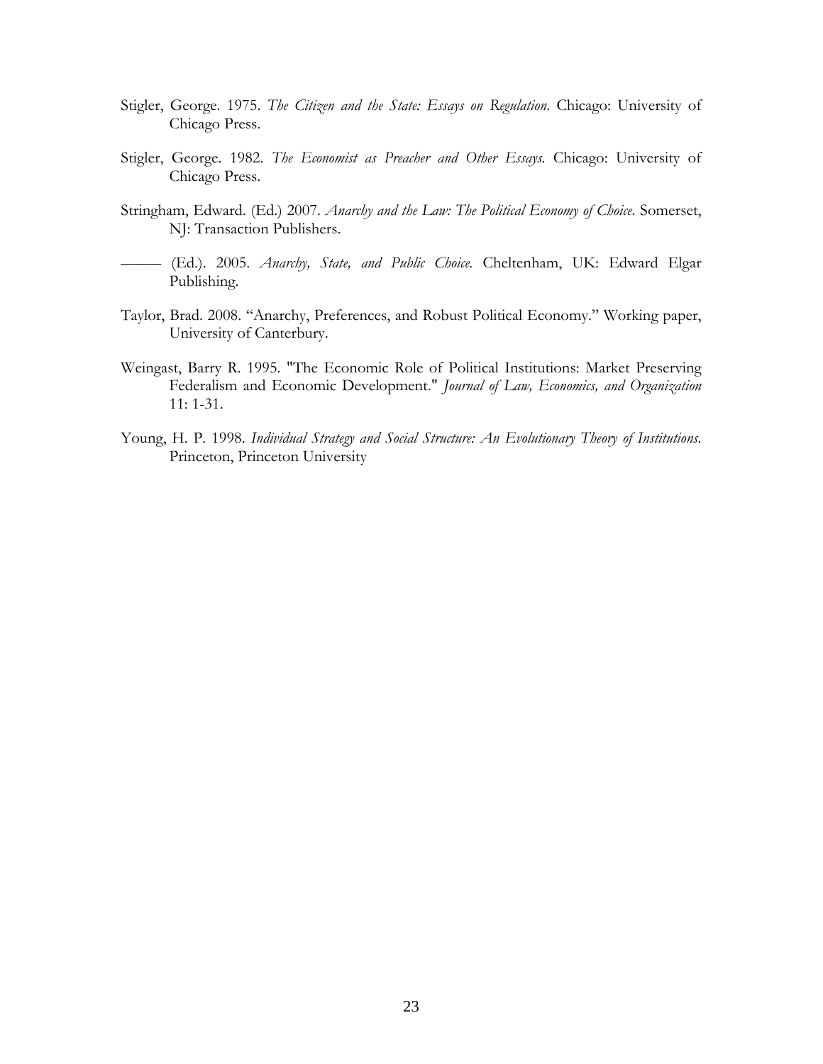Stigler, George. 1975. *The Citizen and the State: Essays on Regulation*. Chicago: University of Chicago Press.

Stigler, George. 1982. *The Economist as Preacher and Other Essays*. Chicago: University of Chicago Press.

Stringham, Edward. (Ed.) 2007. *Anarchy and the Law: The Political Economy of Choice*. Somerset, NJ: Transaction Publishers.

——— (Ed.). 2005. *Anarchy, State, and Public Choice.* Cheltenham, UK: Edward Elgar Publishing.

Taylor, Brad. 2008. "Anarchy, Preferences, and Robust Political Economy." Working paper, University of Canterbury.

Weingast, Barry R. 1995. "The Economic Role of Political Institutions: Market Preserving Federalism and Economic Development." *Journal of Law, Economics, and Organization* 11: 1-31.

Young, H. P. 1998. *Individual Strategy and Social Structure: An Evolutionary Theory of Institutions*. Princeton, Princeton University